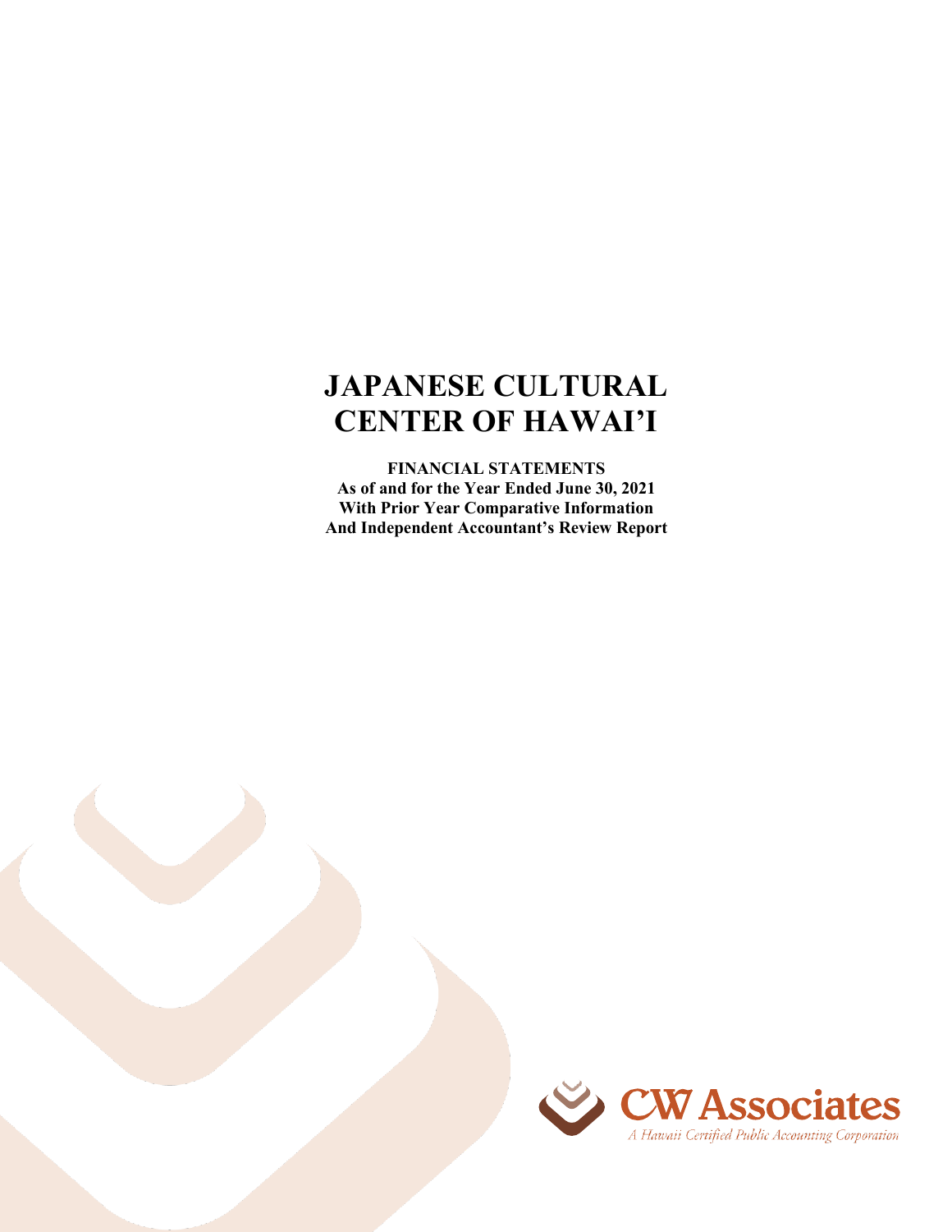# JAPANESE CULTURAL CENTER OF HAWAI'I

**FINANCIAL STATEMENTS**
**As of and for the Year Ended June 30, 2021**
**With Prior Year Comparative Information**
**And Independent Accountant's Review Report**

CW Associates
*A Hawaii Certified Public Accounting Corporation*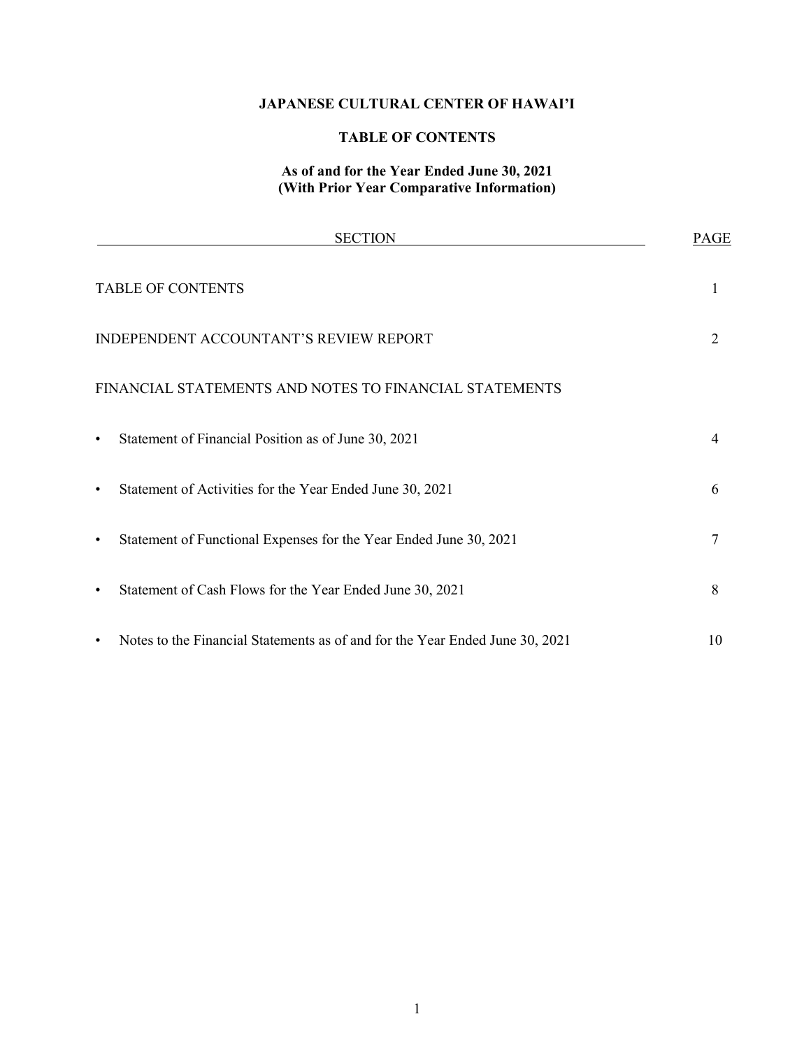**JAPANESE CULTURAL CENTER OF HAWAI'I**

**TABLE OF CONTENTS**

**As of and for the Year Ended June 30, 2021**
**(With Prior Year Comparative Information)**

| SECTION | PAGE |
|---|---|
| TABLE OF CONTENTS | 1 |
| INDEPENDENT ACCOUNTANT'S REVIEW REPORT | 2 |
| FINANCIAL STATEMENTS AND NOTES TO FINANCIAL STATEMENTS | |
| • Statement of Financial Position as of June 30, 2021 | 4 |
| • Statement of Activities for the Year Ended June 30, 2021 | 6 |
| • Statement of Functional Expenses for the Year Ended June 30, 2021 | 7 |
| • Statement of Cash Flows for the Year Ended June 30, 2021 | 8 |
| • Notes to the Financial Statements as of and for the Year Ended June 30, 2021 | 10 |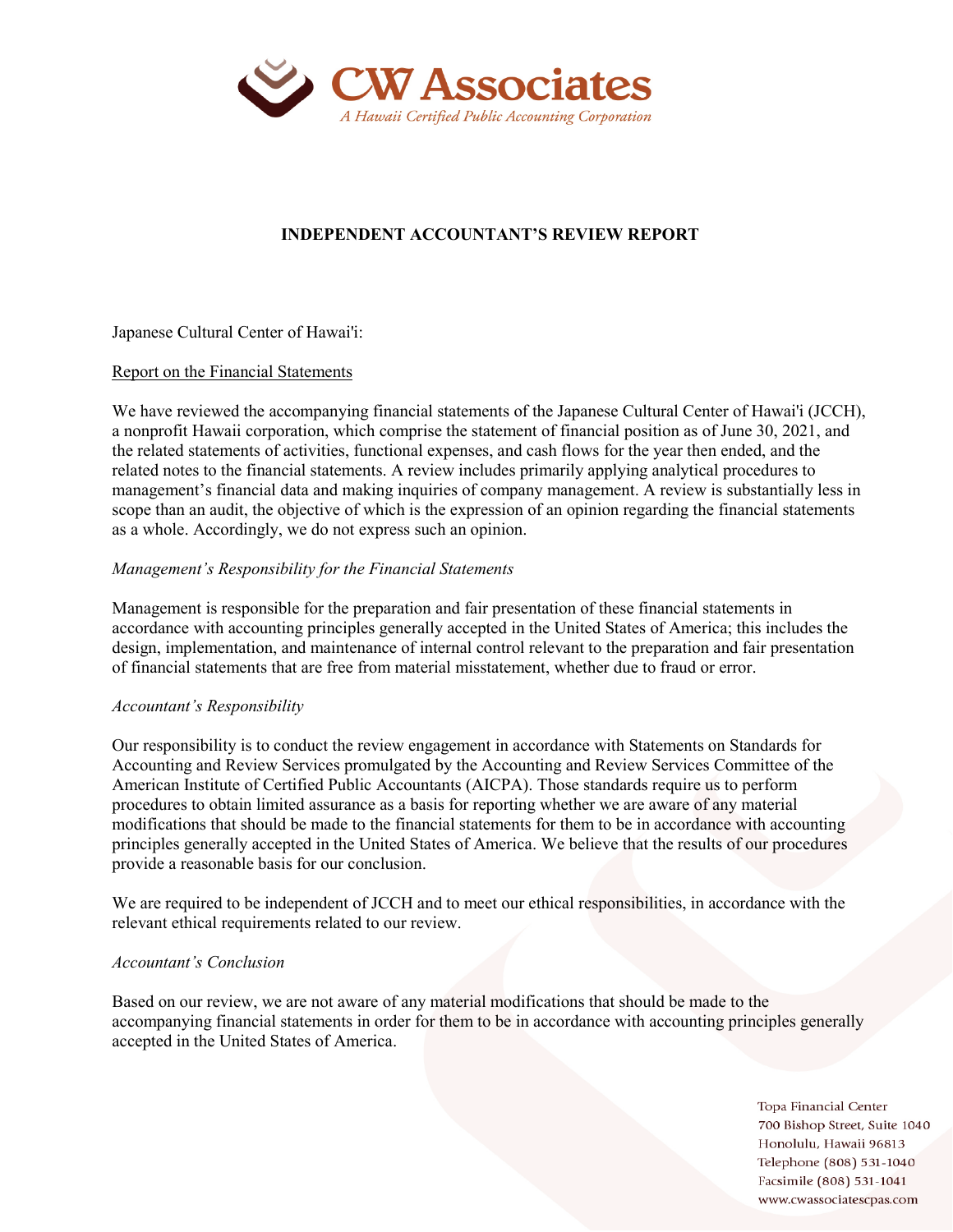CW Associates

*A Hawaii Certified Public Accounting Corporation*

**INDEPENDENT ACCOUNTANT'S REVIEW REPORT**

Japanese Cultural Center of Hawai'i:

Report on the Financial Statements

We have reviewed the accompanying financial statements of the Japanese Cultural Center of Hawai'i (JCCH), a nonprofit Hawaii corporation, which comprise the statement of financial position as of June 30, 2021, and the related statements of activities, functional expenses, and cash flows for the year then ended, and the related notes to the financial statements. A review includes primarily applying analytical procedures to management's financial data and making inquiries of company management. A review is substantially less in scope than an audit, the objective of which is the expression of an opinion regarding the financial statements as a whole. Accordingly, we do not express such an opinion.

*Management's Responsibility for the Financial Statements*

Management is responsible for the preparation and fair presentation of these financial statements in accordance with accounting principles generally accepted in the United States of America; this includes the design, implementation, and maintenance of internal control relevant to the preparation and fair presentation of financial statements that are free from material misstatement, whether due to fraud or error.

*Accountant's Responsibility*

Our responsibility is to conduct the review engagement in accordance with Statements on Standards for Accounting and Review Services promulgated by the Accounting and Review Services Committee of the American Institute of Certified Public Accountants (AICPA). Those standards require us to perform procedures to obtain limited assurance as a basis for reporting whether we are aware of any material modifications that should be made to the financial statements for them to be in accordance with accounting principles generally accepted in the United States of America. We believe that the results of our procedures provide a reasonable basis for our conclusion.

We are required to be independent of JCCH and to meet our ethical responsibilities, in accordance with the relevant ethical requirements related to our review.

*Accountant's Conclusion*

Based on our review, we are not aware of any material modifications that should be made to the accompanying financial statements in order for them to be in accordance with accounting principles generally accepted in the United States of America.

Topa Financial Center
700 Bishop Street, Suite 1040
Honolulu, Hawaii 96813
Telephone (808) 531-1040
Facsimile (808) 531-1041
www.cwassociatescpas.com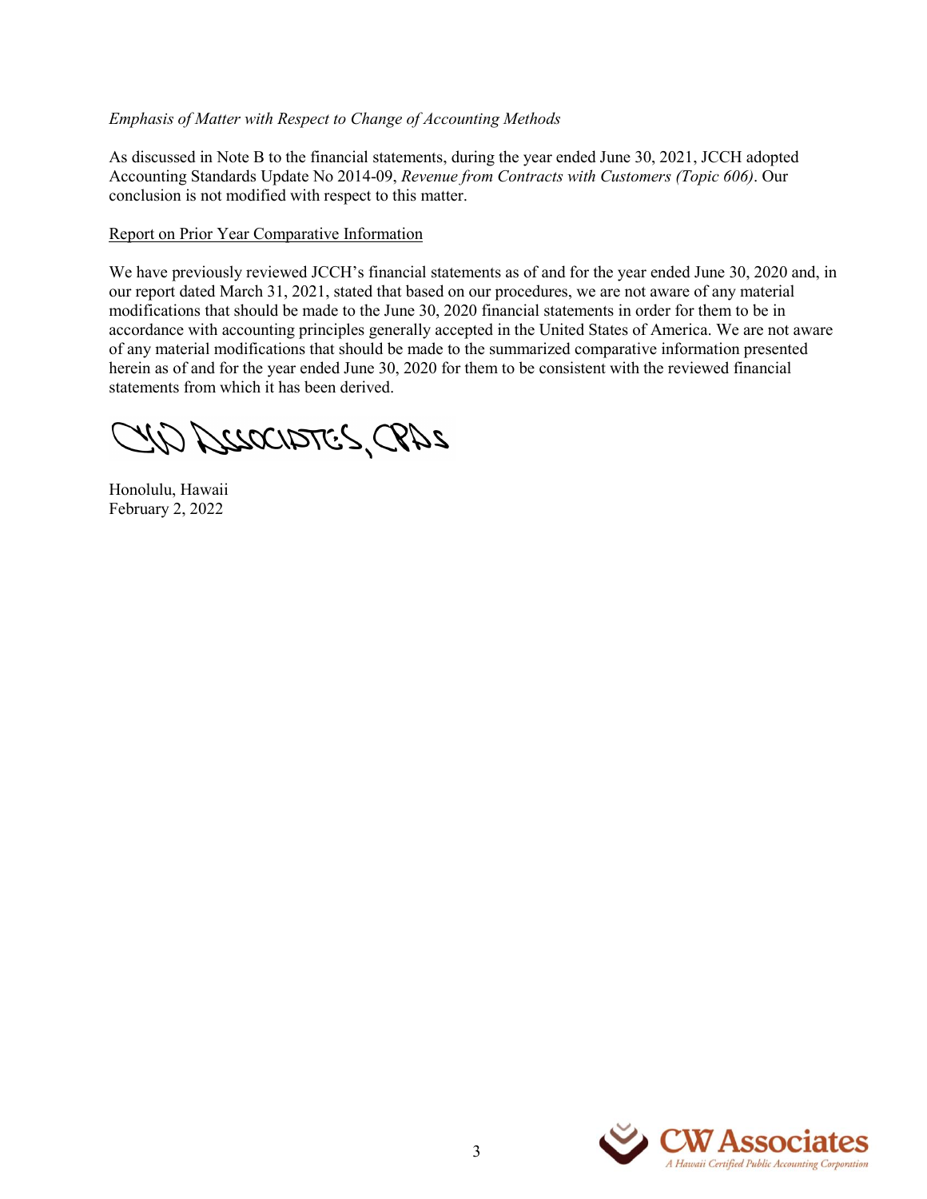*Emphasis of Matter with Respect to Change of Accounting Methods*

As discussed in Note B to the financial statements, during the year ended June 30, 2021, JCCH adopted Accounting Standards Update No 2014-09, *Revenue from Contracts with Customers (Topic 606)*. Our conclusion is not modified with respect to this matter.

Report on Prior Year Comparative Information

We have previously reviewed JCCH's financial statements as of and for the year ended June 30, 2020 and, in our report dated March 31, 2021, stated that based on our procedures, we are not aware of any material modifications that should be made to the June 30, 2020 financial statements in order for them to be in accordance with accounting principles generally accepted in the United States of America. We are not aware of any material modifications that should be made to the summarized comparative information presented herein as of and for the year ended June 30, 2020 for them to be consistent with the reviewed financial statements from which it has been derived.

CW Associates, CPAs

Honolulu, Hawaii
February 2, 2022

CW Associates
A Hawaii Certified Public Accounting Corporation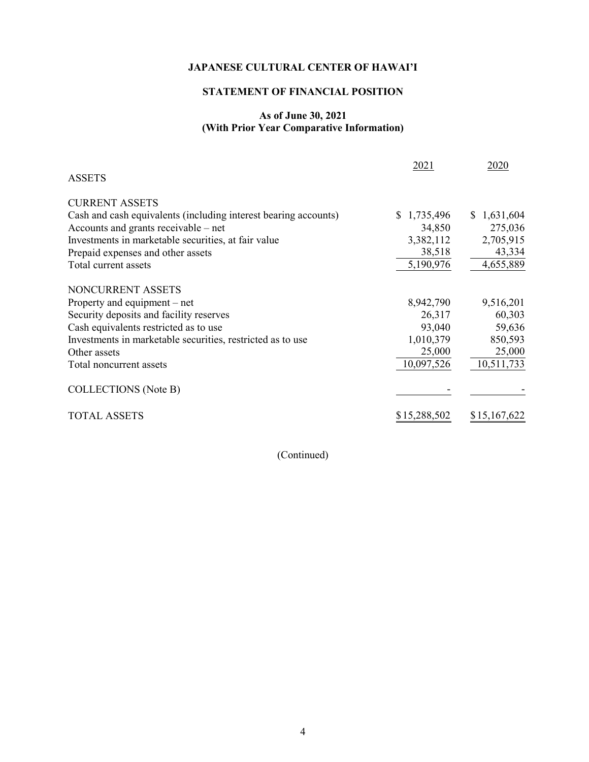**JAPANESE CULTURAL CENTER OF HAWAI'I**

**STATEMENT OF FINANCIAL POSITION**

**As of June 30, 2021**
**(With Prior Year Comparative Information)**

| | 2021 | 2020 |
|---|---|---|
| ASSETS | | |
| CURRENT ASSETS | | |
| Cash and cash equivalents (including interest bearing accounts) | $ 1,735,496 | $ 1,631,604 |
| Accounts and grants receivable – net | 34,850 | 275,036 |
| Investments in marketable securities, at fair value | 3,382,112 | 2,705,915 |
| Prepaid expenses and other assets | 38,518 | 43,334 |
| Total current assets | 5,190,976 | 4,655,889 |
| NONCURRENT ASSETS | | |
| Property and equipment – net | 8,942,790 | 9,516,201 |
| Security deposits and facility reserves | 26,317 | 60,303 |
| Cash equivalents restricted as to use | 93,040 | 59,636 |
| Investments in marketable securities, restricted as to use | 1,010,379 | 850,593 |
| Other assets | 25,000 | 25,000 |
| Total noncurrent assets | 10,097,526 | 10,511,733 |
| COLLECTIONS (Note B) | - | - |
| TOTAL ASSETS | $ 15,288,502 | $ 15,167,622 |

(Continued)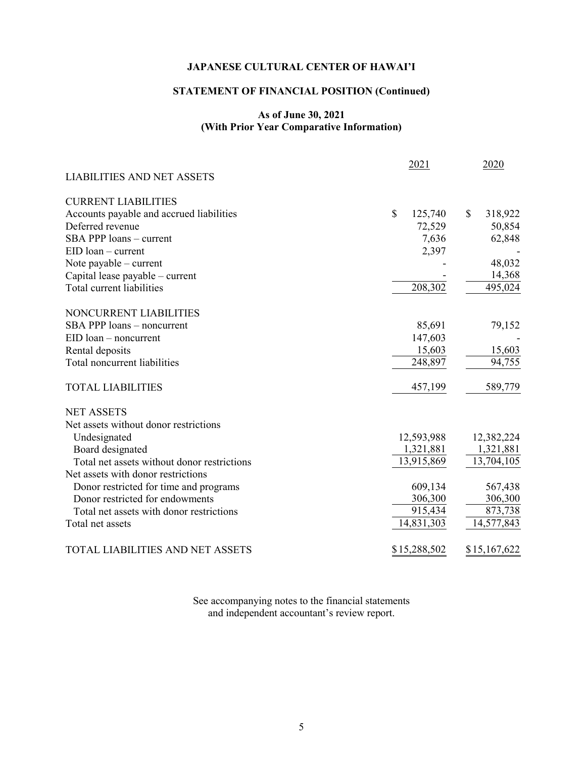# JAPANESE CULTURAL CENTER OF HAWAI'I

## STATEMENT OF FINANCIAL POSITION (Continued)

### As of June 30, 2021
### (With Prior Year Comparative Information)

| | 2021 | 2020 |
|---|---|---|
| LIABILITIES AND NET ASSETS | | |
| CURRENT LIABILITIES | | |
| Accounts payable and accrued liabilities | $ 125,740 | $ 318,922 |
| Deferred revenue | 72,529 | 50,854 |
| SBA PPP loans – current | 7,636 | 62,848 |
| EID loan – current | 2,397 | - |
| Note payable – current | - | 48,032 |
| Capital lease payable – current | - | 14,368 |
| Total current liabilities | 208,302 | 495,024 |
| NONCURRENT LIABILITIES | | |
| SBA PPP loans – noncurrent | 85,691 | 79,152 |
| EID loan – noncurrent | 147,603 | - |
| Rental deposits | 15,603 | 15,603 |
| Total noncurrent liabilities | 248,897 | 94,755 |
| TOTAL LIABILITIES | 457,199 | 589,779 |
| NET ASSETS | | |
| Net assets without donor restrictions | | |
| Undesignated | 12,593,988 | 12,382,224 |
| Board designated | 1,321,881 | 1,321,881 |
| Total net assets without donor restrictions | 13,915,869 | 13,704,105 |
| Net assets with donor restrictions | | |
| Donor restricted for time and programs | 609,134 | 567,438 |
| Donor restricted for endowments | 306,300 | 306,300 |
| Total net assets with donor restrictions | 915,434 | 873,738 |
| Total net assets | 14,831,303 | 14,577,843 |
| TOTAL LIABILITIES AND NET ASSETS | $ 15,288,502 | $ 15,167,622 |

See accompanying notes to the financial statements and independent accountant's review report.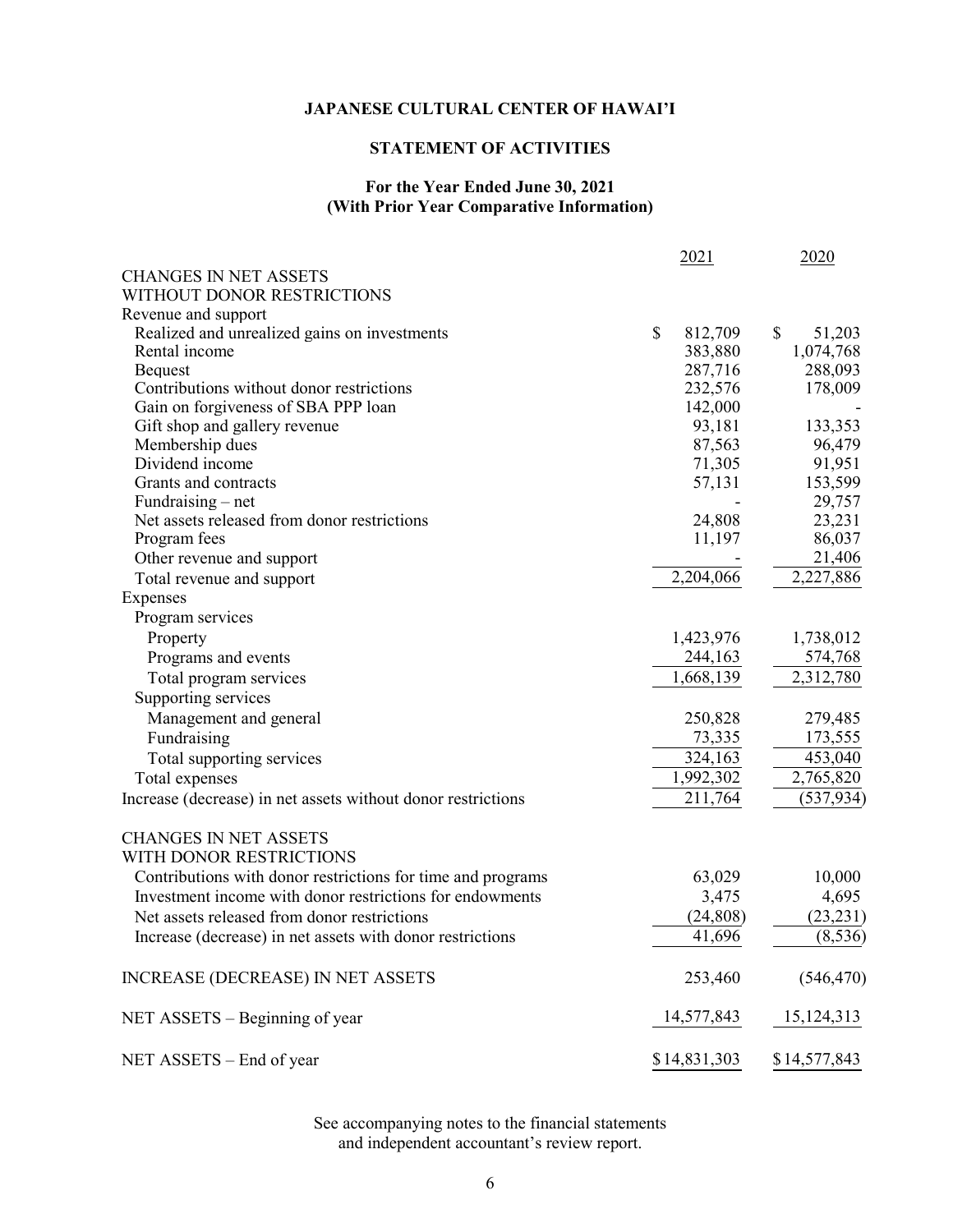# JAPANESE CULTURAL CENTER OF HAWAI'I

## STATEMENT OF ACTIVITIES

### For the Year Ended June 30, 2021
### (With Prior Year Comparative Information)

| | 2021 | 2020 |
|---|---|---|
| CHANGES IN NET ASSETS | | |
| WITHOUT DONOR RESTRICTIONS | | |
| Revenue and support | | |
| Realized and unrealized gains on investments | $ 812,709 | $ 51,203 |
| Rental income | 383,880 | 1,074,768 |
| Bequest | 287,716 | 288,093 |
| Contributions without donor restrictions | 232,576 | 178,009 |
| Gain on forgiveness of SBA PPP loan | 142,000 | - |
| Gift shop and gallery revenue | 93,181 | 133,353 |
| Membership dues | 87,563 | 96,479 |
| Dividend income | 71,305 | 91,951 |
| Grants and contracts | 57,131 | 153,599 |
| Fundraising – net | - | 29,757 |
| Net assets released from donor restrictions | 24,808 | 23,231 |
| Program fees | 11,197 | 86,037 |
| Other revenue and support | - | 21,406 |
| Total revenue and support | 2,204,066 | 2,227,886 |
| Expenses | | |
| Program services | | |
| Property | 1,423,976 | 1,738,012 |
| Programs and events | 244,163 | 574,768 |
| Total program services | 1,668,139 | 2,312,780 |
| Supporting services | | |
| Management and general | 250,828 | 279,485 |
| Fundraising | 73,335 | 173,555 |
| Total supporting services | 324,163 | 453,040 |
| Total expenses | 1,992,302 | 2,765,820 |
| Increase (decrease) in net assets without donor restrictions | 211,764 | (537,934) |
| CHANGES IN NET ASSETS | | |
| WITH DONOR RESTRICTIONS | | |
| Contributions with donor restrictions for time and programs | 63,029 | 10,000 |
| Investment income with donor restrictions for endowments | 3,475 | 4,695 |
| Net assets released from donor restrictions | (24,808) | (23,231) |
| Increase (decrease) in net assets with donor restrictions | 41,696 | (8,536) |
| INCREASE (DECREASE) IN NET ASSETS | 253,460 | (546,470) |
| NET ASSETS – Beginning of year | 14,577,843 | 15,124,313 |
| NET ASSETS – End of year | $14,831,303 | $14,577,843 |

See accompanying notes to the financial statements
and independent accountant's review report.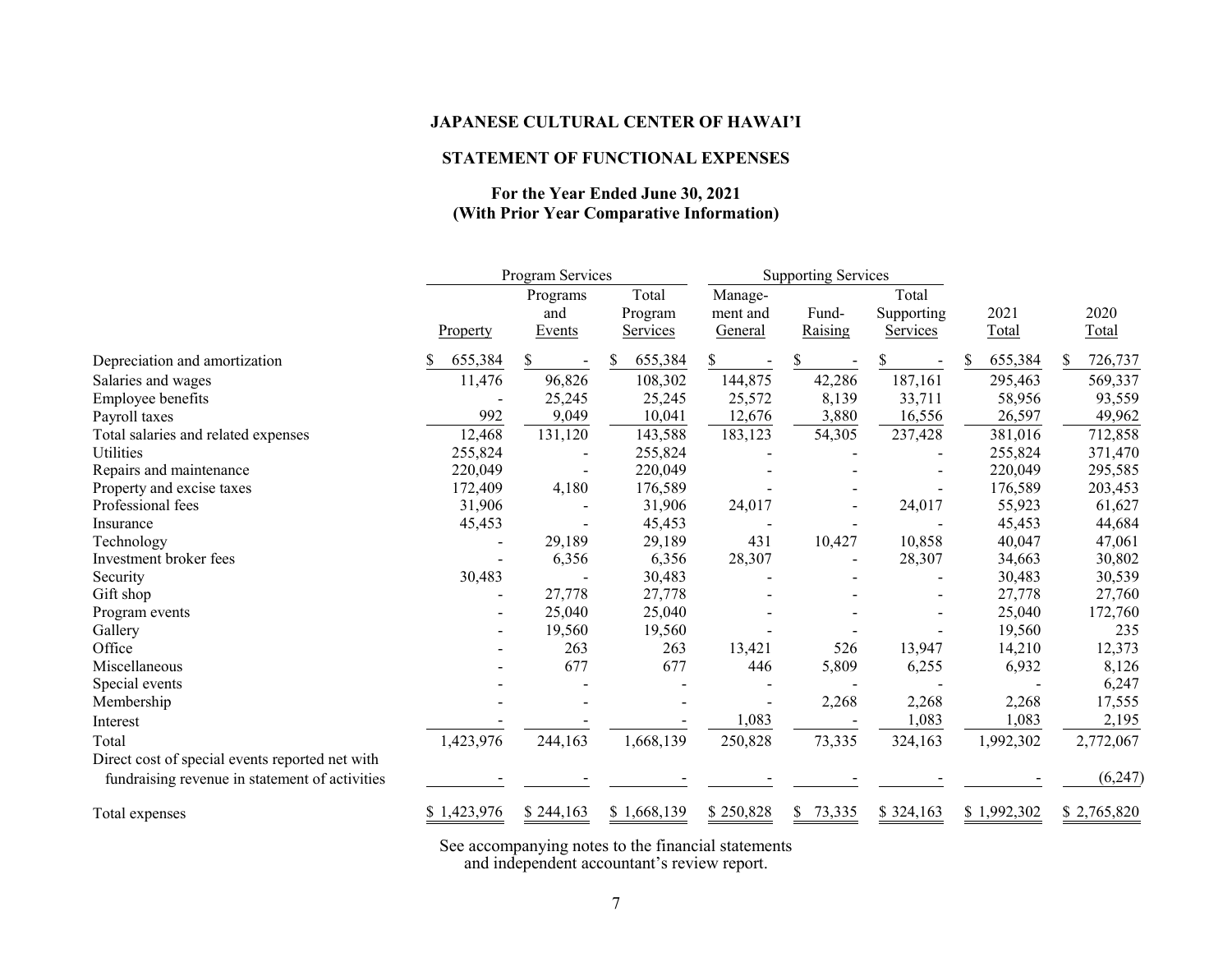**JAPANESE CULTURAL CENTER OF HAWAI'I**

**STATEMENT OF FUNCTIONAL EXPENSES**

**For the Year Ended June 30, 2021**
**(With Prior Year Comparative Information)**

| | Program Services | | | Supporting Services | | | | |
|---|---|---|---|---|---|---|---|---|
| | Property | Programs and Events | Total Program Services | Management and General | Fund-Raising | Total Supporting Services | 2021 Total | 2020 Total |
| Depreciation and amortization | $ 655,384 | $ - | $ 655,384 | $ - | $ - | $ - | $ 655,384 | $ 726,737 |
| Salaries and wages | 11,476 | 96,826 | 108,302 | 144,875 | 42,286 | 187,161 | 295,463 | 569,337 |
| Employee benefits | - | 25,245 | 25,245 | 25,572 | 8,139 | 33,711 | 58,956 | 93,559 |
| Payroll taxes | 992 | 9,049 | 10,041 | 12,676 | 3,880 | 16,556 | 26,597 | 49,962 |
| Total salaries and related expenses | 12,468 | 131,120 | 143,588 | 183,123 | 54,305 | 237,428 | 381,016 | 712,858 |
| Utilities | 255,824 | - | 255,824 | - | - | - | 255,824 | 371,470 |
| Repairs and maintenance | 220,049 | - | 220,049 | - | - | - | 220,049 | 295,585 |
| Property and excise taxes | 172,409 | 4,180 | 176,589 | - | - | - | 176,589 | 203,453 |
| Professional fees | 31,906 | - | 31,906 | 24,017 | - | 24,017 | 55,923 | 61,627 |
| Insurance | 45,453 | - | 45,453 | - | - | - | 45,453 | 44,684 |
| Technology | - | 29,189 | 29,189 | 431 | 10,427 | 10,858 | 40,047 | 47,061 |
| Investment broker fees | - | 6,356 | 6,356 | 28,307 | - | 28,307 | 34,663 | 30,802 |
| Security | 30,483 | - | 30,483 | - | - | - | 30,483 | 30,539 |
| Gift shop | - | 27,778 | 27,778 | - | - | - | 27,778 | 27,760 |
| Program events | - | 25,040 | 25,040 | - | - | - | 25,040 | 172,760 |
| Gallery | - | 19,560 | 19,560 | - | - | - | 19,560 | 235 |
| Office | - | 263 | 263 | 13,421 | 526 | 13,947 | 14,210 | 12,373 |
| Miscellaneous | - | 677 | 677 | 446 | 5,809 | 6,255 | 6,932 | 8,126 |
| Special events | - | - | - | - | - | - | - | 6,247 |
| Membership | - | - | - | - | 2,268 | 2,268 | 2,268 | 17,555 |
| Interest | - | - | - | 1,083 | - | 1,083 | 1,083 | 2,195 |
| Total | 1,423,976 | 244,163 | 1,668,139 | 250,828 | 73,335 | 324,163 | 1,992,302 | 2,772,067 |
| Direct cost of special events reported net with fundraising revenue in statement of activities | - | - | - | - | - | - | - | (6,247) |
| Total expenses | $ 1,423,976 | $ 244,163 | $ 1,668,139 | $ 250,828 | $ 73,335 | $ 324,163 | $ 1,992,302 | $ 2,765,820 |

See accompanying notes to the financial statements and independent accountant's review report.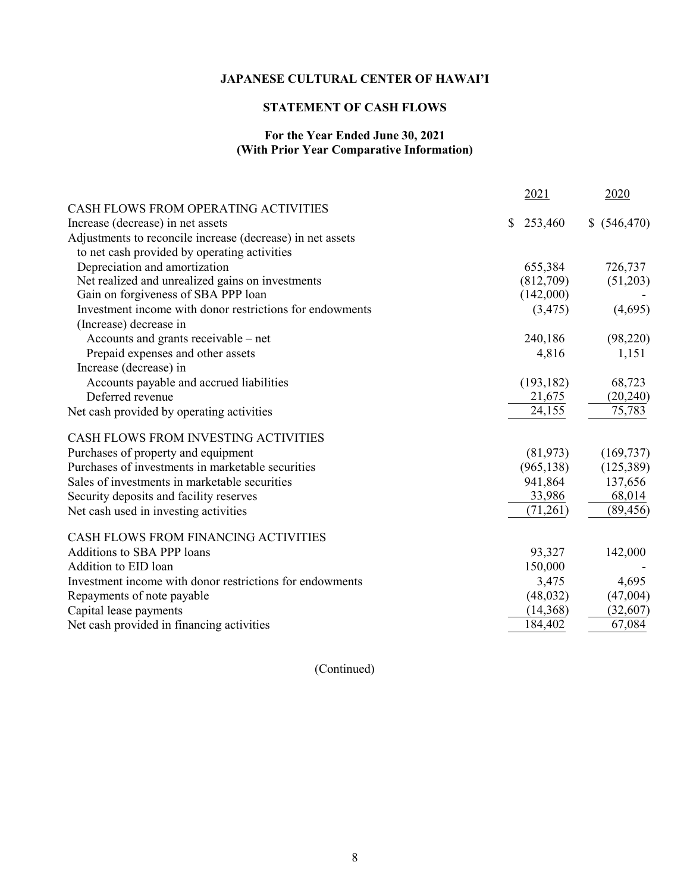**JAPANESE CULTURAL CENTER OF HAWAI'I**

**STATEMENT OF CASH FLOWS**

**For the Year Ended June 30, 2021**
**(With Prior Year Comparative Information)**

| | 2021 | 2020 |
|---|---|---|
| CASH FLOWS FROM OPERATING ACTIVITIES | | |
| Increase (decrease) in net assets | $ 253,460 | $ (546,470) |
| Adjustments to reconcile increase (decrease) in net assets to net cash provided by operating activities | | |
| Depreciation and amortization | 655,384 | 726,737 |
| Net realized and unrealized gains on investments | (812,709) | (51,203) |
| Gain on forgiveness of SBA PPP loan | (142,000) | - |
| Investment income with donor restrictions for endowments | (3,475) | (4,695) |
| (Increase) decrease in | | |
| Accounts and grants receivable – net | 240,186 | (98,220) |
| Prepaid expenses and other assets | 4,816 | 1,151 |
| Increase (decrease) in | | |
| Accounts payable and accrued liabilities | (193,182) | 68,723 |
| Deferred revenue | 21,675 | (20,240) |
| Net cash provided by operating activities | 24,155 | 75,783 |
| CASH FLOWS FROM INVESTING ACTIVITIES | | |
| Purchases of property and equipment | (81,973) | (169,737) |
| Purchases of investments in marketable securities | (965,138) | (125,389) |
| Sales of investments in marketable securities | 941,864 | 137,656 |
| Security deposits and facility reserves | 33,986 | 68,014 |
| Net cash used in investing activities | (71,261) | (89,456) |
| CASH FLOWS FROM FINANCING ACTIVITIES | | |
| Additions to SBA PPP loans | 93,327 | 142,000 |
| Addition to EID loan | 150,000 | - |
| Investment income with donor restrictions for endowments | 3,475 | 4,695 |
| Repayments of note payable | (48,032) | (47,004) |
| Capital lease payments | (14,368) | (32,607) |
| Net cash provided in financing activities | 184,402 | 67,084 |

(Continued)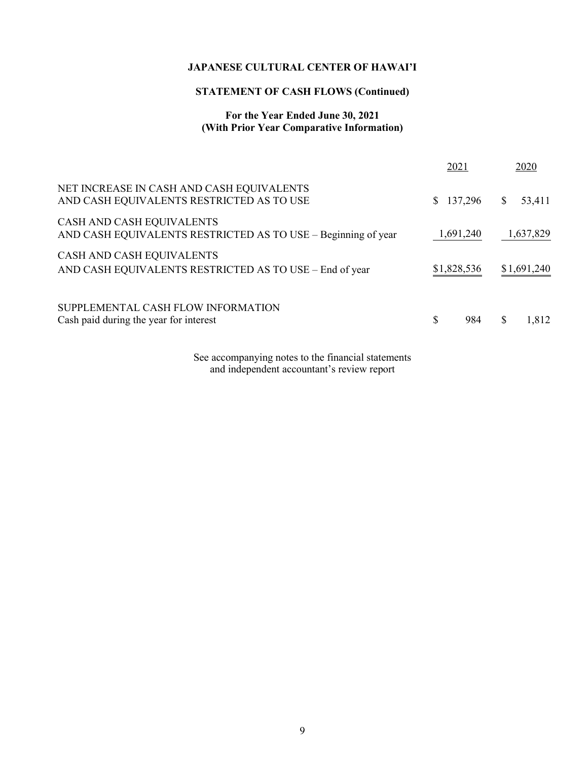**JAPANESE CULTURAL CENTER OF HAWAI'I**

**STATEMENT OF CASH FLOWS (Continued)**

**For the Year Ended June 30, 2021**
**(With Prior Year Comparative Information)**

| | 2021 | 2020 |
|---|---|---|
| NET INCREASE IN CASH AND CASH EQUIVALENTS AND CASH EQUIVALENTS RESTRICTED AS TO USE | $ 137,296 | $ 53,411 |
| CASH AND CASH EQUIVALENTS AND CASH EQUIVALENTS RESTRICTED AS TO USE – Beginning of year | 1,691,240 | 1,637,829 |
| CASH AND CASH EQUIVALENTS AND CASH EQUIVALENTS RESTRICTED AS TO USE – End of year | $1,828,536 | $1,691,240 |
| | | |
| SUPPLEMENTAL CASH FLOW INFORMATION | | |
| Cash paid during the year for interest | $ 984 | $ 1,812 |

See accompanying notes to the financial statements and independent accountant's review report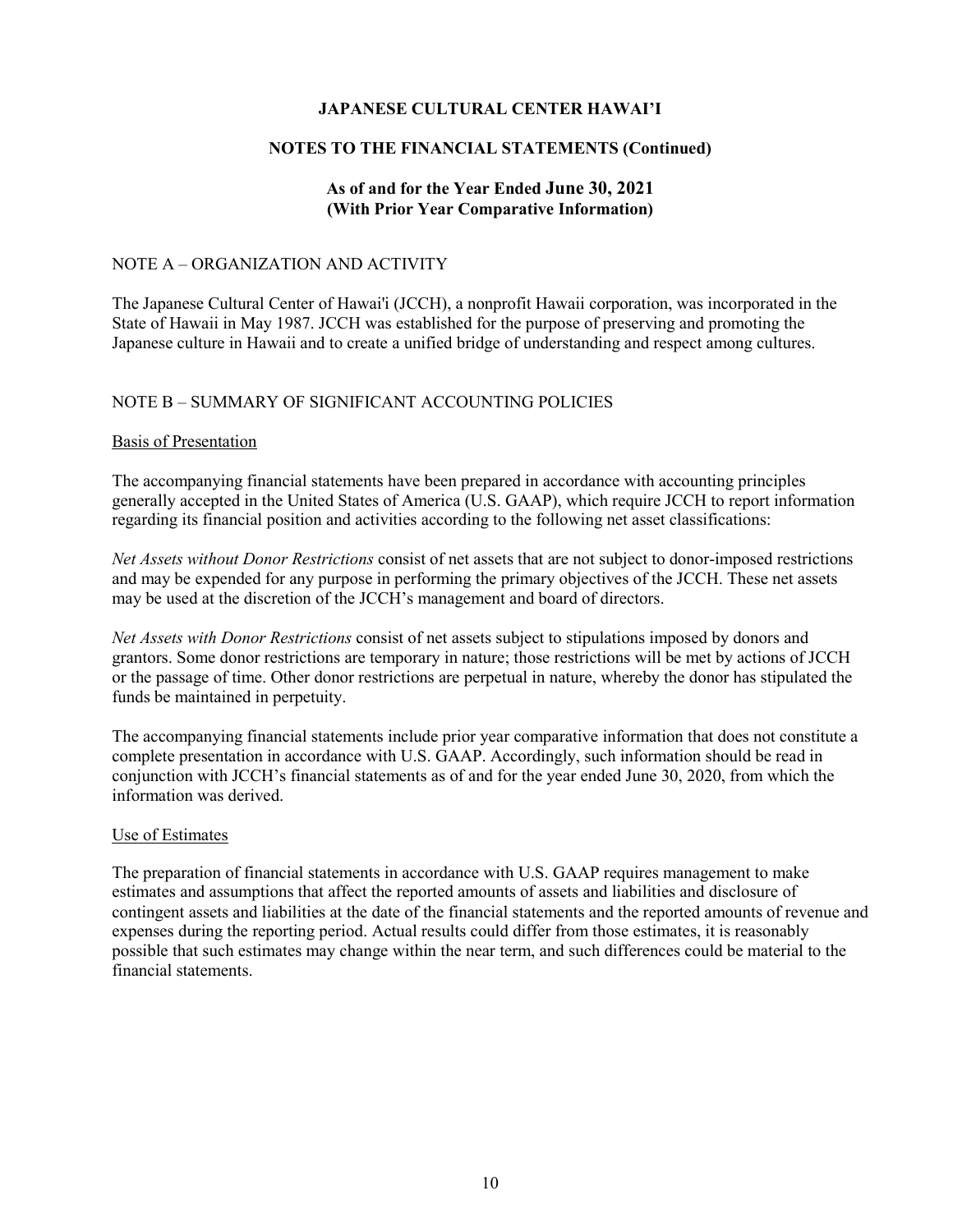# JAPANESE CULTURAL CENTER HAWAI'I

## NOTES TO THE FINANCIAL STATEMENTS (Continued)

### As of and for the Year Ended June 30, 2021
### (With Prior Year Comparative Information)

NOTE A – ORGANIZATION AND ACTIVITY

The Japanese Cultural Center of Hawai'i (JCCH), a nonprofit Hawaii corporation, was incorporated in the State of Hawaii in May 1987. JCCH was established for the purpose of preserving and promoting the Japanese culture in Hawaii and to create a unified bridge of understanding and respect among cultures.

NOTE B – SUMMARY OF SIGNIFICANT ACCOUNTING POLICIES

Basis of Presentation

The accompanying financial statements have been prepared in accordance with accounting principles generally accepted in the United States of America (U.S. GAAP), which require JCCH to report information regarding its financial position and activities according to the following net asset classifications:

*Net Assets without Donor Restrictions* consist of net assets that are not subject to donor-imposed restrictions and may be expended for any purpose in performing the primary objectives of the JCCH. These net assets may be used at the discretion of the JCCH's management and board of directors.

*Net Assets with Donor Restrictions* consist of net assets subject to stipulations imposed by donors and grantors. Some donor restrictions are temporary in nature; those restrictions will be met by actions of JCCH or the passage of time. Other donor restrictions are perpetual in nature, whereby the donor has stipulated the funds be maintained in perpetuity.

The accompanying financial statements include prior year comparative information that does not constitute a complete presentation in accordance with U.S. GAAP. Accordingly, such information should be read in conjunction with JCCH's financial statements as of and for the year ended June 30, 2020, from which the information was derived.

Use of Estimates

The preparation of financial statements in accordance with U.S. GAAP requires management to make estimates and assumptions that affect the reported amounts of assets and liabilities and disclosure of contingent assets and liabilities at the date of the financial statements and the reported amounts of revenue and expenses during the reporting period. Actual results could differ from those estimates, it is reasonably possible that such estimates may change within the near term, and such differences could be material to the financial statements.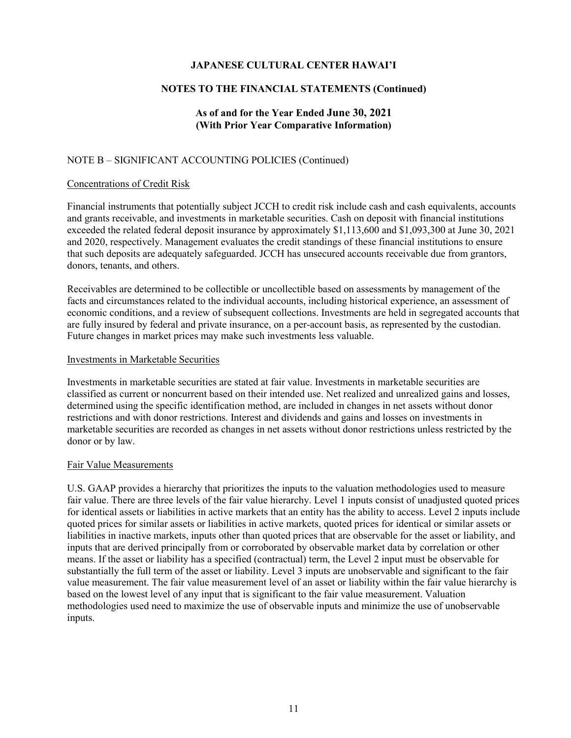# JAPANESE CULTURAL CENTER HAWAI'I

## NOTES TO THE FINANCIAL STATEMENTS (Continued)

### As of and for the Year Ended June 30, 2021 (With Prior Year Comparative Information)

NOTE B – SIGNIFICANT ACCOUNTING POLICIES (Continued)

Concentrations of Credit Risk

Financial instruments that potentially subject JCCH to credit risk include cash and cash equivalents, accounts and grants receivable, and investments in marketable securities. Cash on deposit with financial institutions exceeded the related federal deposit insurance by approximately $1,113,600 and $1,093,300 at June 30, 2021 and 2020, respectively. Management evaluates the credit standings of these financial institutions to ensure that such deposits are adequately safeguarded. JCCH has unsecured accounts receivable due from grantors, donors, tenants, and others.

Receivables are determined to be collectible or uncollectible based on assessments by management of the facts and circumstances related to the individual accounts, including historical experience, an assessment of economic conditions, and a review of subsequent collections. Investments are held in segregated accounts that are fully insured by federal and private insurance, on a per-account basis, as represented by the custodian. Future changes in market prices may make such investments less valuable.

Investments in Marketable Securities

Investments in marketable securities are stated at fair value. Investments in marketable securities are classified as current or noncurrent based on their intended use. Net realized and unrealized gains and losses, determined using the specific identification method, are included in changes in net assets without donor restrictions and with donor restrictions. Interest and dividends and gains and losses on investments in marketable securities are recorded as changes in net assets without donor restrictions unless restricted by the donor or by law.

Fair Value Measurements

U.S. GAAP provides a hierarchy that prioritizes the inputs to the valuation methodologies used to measure fair value. There are three levels of the fair value hierarchy. Level 1 inputs consist of unadjusted quoted prices for identical assets or liabilities in active markets that an entity has the ability to access. Level 2 inputs include quoted prices for similar assets or liabilities in active markets, quoted prices for identical or similar assets or liabilities in inactive markets, inputs other than quoted prices that are observable for the asset or liability, and inputs that are derived principally from or corroborated by observable market data by correlation or other means. If the asset or liability has a specified (contractual) term, the Level 2 input must be observable for substantially the full term of the asset or liability. Level 3 inputs are unobservable and significant to the fair value measurement. The fair value measurement level of an asset or liability within the fair value hierarchy is based on the lowest level of any input that is significant to the fair value measurement. Valuation methodologies used need to maximize the use of observable inputs and minimize the use of unobservable inputs.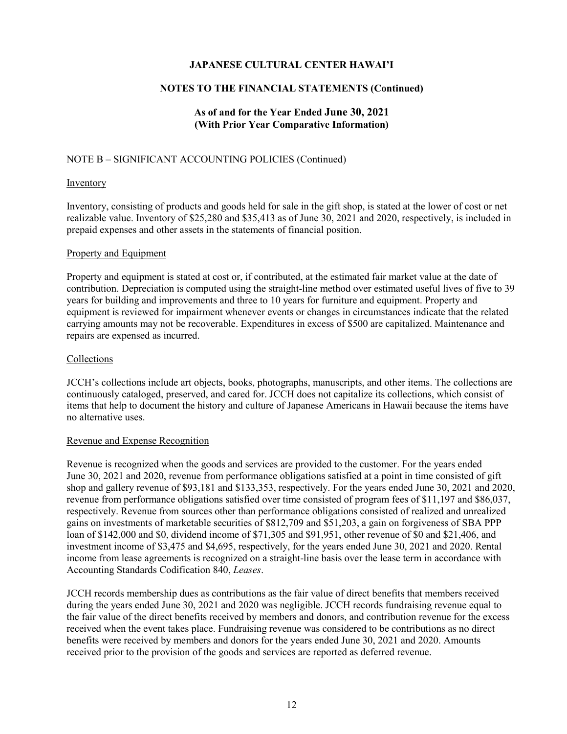# JAPANESE CULTURAL CENTER HAWAI'I

## NOTES TO THE FINANCIAL STATEMENTS (Continued)

### As of and for the Year Ended June 30, 2021 (With Prior Year Comparative Information)

NOTE B – SIGNIFICANT ACCOUNTING POLICIES (Continued)

Inventory

Inventory, consisting of products and goods held for sale in the gift shop, is stated at the lower of cost or net realizable value. Inventory of $25,280 and $35,413 as of June 30, 2021 and 2020, respectively, is included in prepaid expenses and other assets in the statements of financial position.

Property and Equipment

Property and equipment is stated at cost or, if contributed, at the estimated fair market value at the date of contribution. Depreciation is computed using the straight-line method over estimated useful lives of five to 39 years for building and improvements and three to 10 years for furniture and equipment. Property and equipment is reviewed for impairment whenever events or changes in circumstances indicate that the related carrying amounts may not be recoverable. Expenditures in excess of $500 are capitalized. Maintenance and repairs are expensed as incurred.

Collections

JCCH's collections include art objects, books, photographs, manuscripts, and other items. The collections are continuously cataloged, preserved, and cared for. JCCH does not capitalize its collections, which consist of items that help to document the history and culture of Japanese Americans in Hawaii because the items have no alternative uses.

Revenue and Expense Recognition

Revenue is recognized when the goods and services are provided to the customer. For the years ended June 30, 2021 and 2020, revenue from performance obligations satisfied at a point in time consisted of gift shop and gallery revenue of $93,181 and $133,353, respectively. For the years ended June 30, 2021 and 2020, revenue from performance obligations satisfied over time consisted of program fees of $11,197 and $86,037, respectively. Revenue from sources other than performance obligations consisted of realized and unrealized gains on investments of marketable securities of $812,709 and $51,203, a gain on forgiveness of SBA PPP loan of $142,000 and $0, dividend income of $71,305 and $91,951, other revenue of $0 and $21,406, and investment income of $3,475 and $4,695, respectively, for the years ended June 30, 2021 and 2020. Rental income from lease agreements is recognized on a straight-line basis over the lease term in accordance with Accounting Standards Codification 840, *Leases*.

JCCH records membership dues as contributions as the fair value of direct benefits that members received during the years ended June 30, 2021 and 2020 was negligible. JCCH records fundraising revenue equal to the fair value of the direct benefits received by members and donors, and contribution revenue for the excess received when the event takes place. Fundraising revenue was considered to be contributions as no direct benefits were received by members and donors for the years ended June 30, 2021 and 2020. Amounts received prior to the provision of the goods and services are reported as deferred revenue.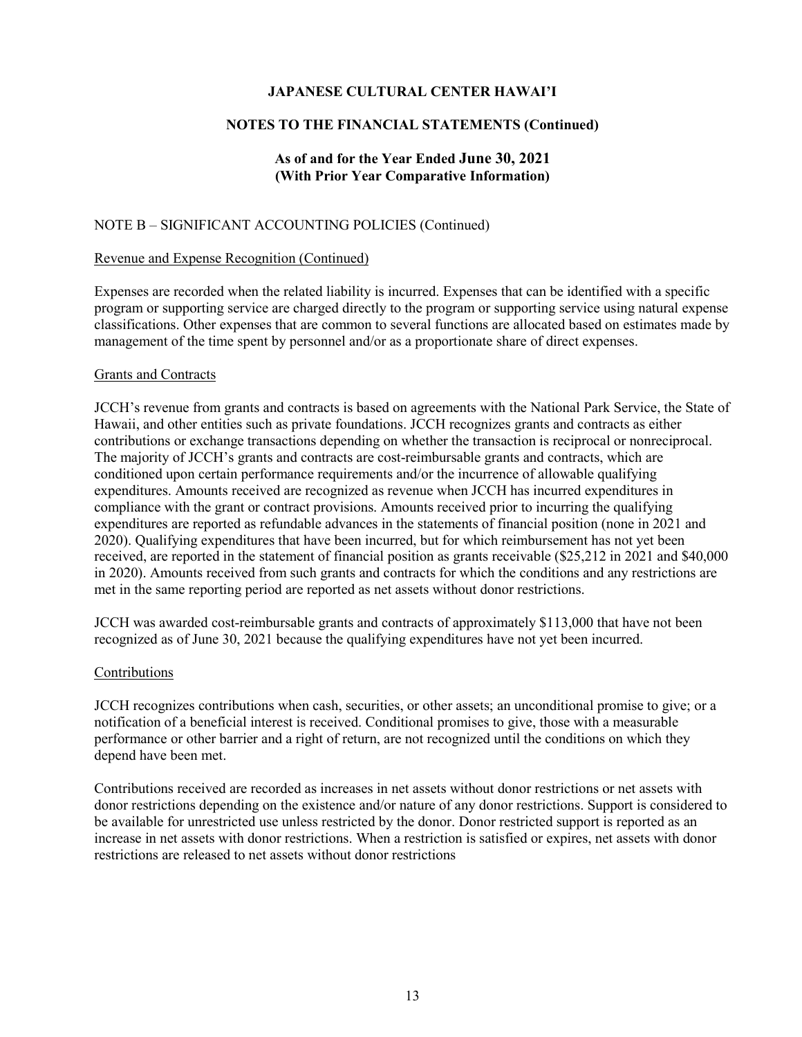## JAPANESE CULTURAL CENTER HAWAI'I

## NOTES TO THE FINANCIAL STATEMENTS (Continued)

### As of and for the Year Ended June 30, 2021 (With Prior Year Comparative Information)

NOTE B – SIGNIFICANT ACCOUNTING POLICIES (Continued)

Revenue and Expense Recognition (Continued)

Expenses are recorded when the related liability is incurred. Expenses that can be identified with a specific program or supporting service are charged directly to the program or supporting service using natural expense classifications. Other expenses that are common to several functions are allocated based on estimates made by management of the time spent by personnel and/or as a proportionate share of direct expenses.

Grants and Contracts

JCCH's revenue from grants and contracts is based on agreements with the National Park Service, the State of Hawaii, and other entities such as private foundations. JCCH recognizes grants and contracts as either contributions or exchange transactions depending on whether the transaction is reciprocal or nonreciprocal. The majority of JCCH's grants and contracts are cost-reimbursable grants and contracts, which are conditioned upon certain performance requirements and/or the incurrence of allowable qualifying expenditures. Amounts received are recognized as revenue when JCCH has incurred expenditures in compliance with the grant or contract provisions. Amounts received prior to incurring the qualifying expenditures are reported as refundable advances in the statements of financial position (none in 2021 and 2020). Qualifying expenditures that have been incurred, but for which reimbursement has not yet been received, are reported in the statement of financial position as grants receivable ($25,212 in 2021 and $40,000 in 2020). Amounts received from such grants and contracts for which the conditions and any restrictions are met in the same reporting period are reported as net assets without donor restrictions.

JCCH was awarded cost-reimbursable grants and contracts of approximately $113,000 that have not been recognized as of June 30, 2021 because the qualifying expenditures have not yet been incurred.

Contributions

JCCH recognizes contributions when cash, securities, or other assets; an unconditional promise to give; or a notification of a beneficial interest is received. Conditional promises to give, those with a measurable performance or other barrier and a right of return, are not recognized until the conditions on which they depend have been met.

Contributions received are recorded as increases in net assets without donor restrictions or net assets with donor restrictions depending on the existence and/or nature of any donor restrictions. Support is considered to be available for unrestricted use unless restricted by the donor. Donor restricted support is reported as an increase in net assets with donor restrictions. When a restriction is satisfied or expires, net assets with donor restrictions are released to net assets without donor restrictions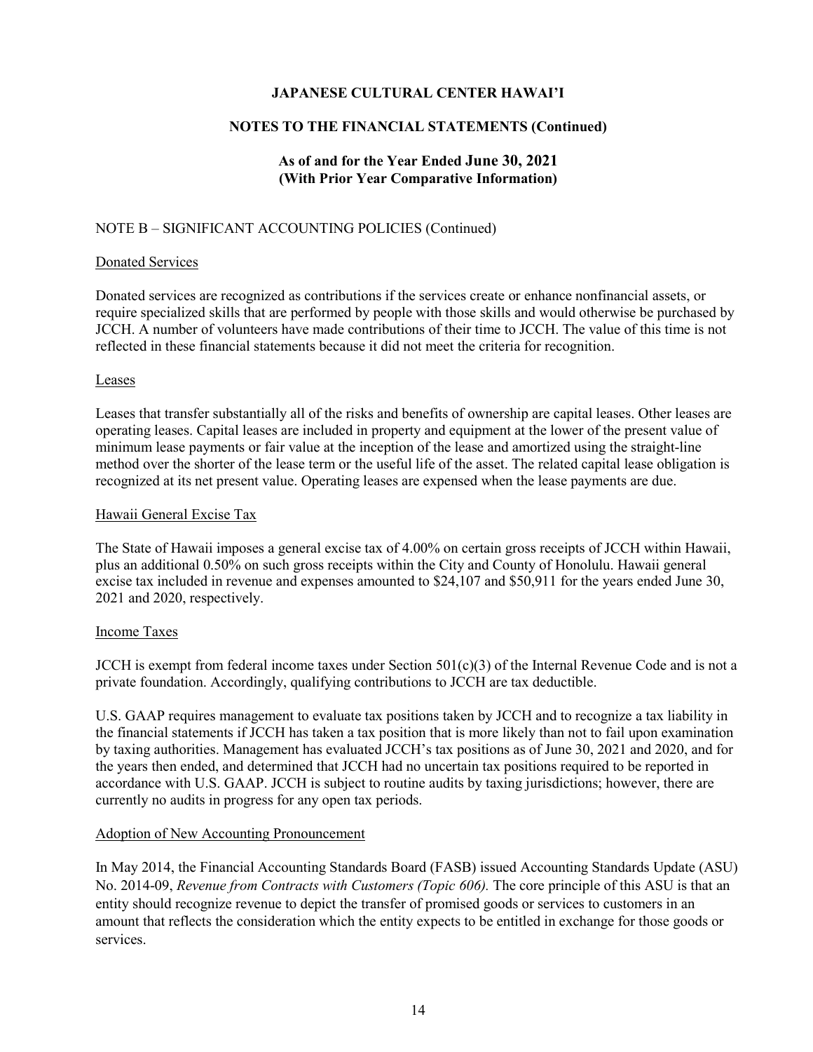## NOTE B – SIGNIFICANT ACCOUNTING POLICIES (Continued)

### Donated Services

Donated services are recognized as contributions if the services create or enhance nonfinancial assets, or require specialized skills that are performed by people with those skills and would otherwise be purchased by JCCH. A number of volunteers have made contributions of their time to JCCH. The value of this time is not reflected in these financial statements because it did not meet the criteria for recognition.

### Leases

Leases that transfer substantially all of the risks and benefits of ownership are capital leases. Other leases are operating leases. Capital leases are included in property and equipment at the lower of the present value of minimum lease payments or fair value at the inception of the lease and amortized using the straight-line method over the shorter of the lease term or the useful life of the asset. The related capital lease obligation is recognized at its net present value. Operating leases are expensed when the lease payments are due.

### Hawaii General Excise Tax

The State of Hawaii imposes a general excise tax of 4.00% on certain gross receipts of JCCH within Hawaii, plus an additional 0.50% on such gross receipts within the City and County of Honolulu. Hawaii general excise tax included in revenue and expenses amounted to $24,107 and $50,911 for the years ended June 30, 2021 and 2020, respectively.

### Income Taxes

JCCH is exempt from federal income taxes under Section 501(c)(3) of the Internal Revenue Code and is not a private foundation. Accordingly, qualifying contributions to JCCH are tax deductible.

U.S. GAAP requires management to evaluate tax positions taken by JCCH and to recognize a tax liability in the financial statements if JCCH has taken a tax position that is more likely than not to fail upon examination by taxing authorities. Management has evaluated JCCH's tax positions as of June 30, 2021 and 2020, and for the years then ended, and determined that JCCH had no uncertain tax positions required to be reported in accordance with U.S. GAAP. JCCH is subject to routine audits by taxing jurisdictions; however, there are currently no audits in progress for any open tax periods.

### Adoption of New Accounting Pronouncement

In May 2014, the Financial Accounting Standards Board (FASB) issued Accounting Standards Update (ASU) No. 2014-09, *Revenue from Contracts with Customers (Topic 606).* The core principle of this ASU is that an entity should recognize revenue to depict the transfer of promised goods or services to customers in an amount that reflects the consideration which the entity expects to be entitled in exchange for those goods or services.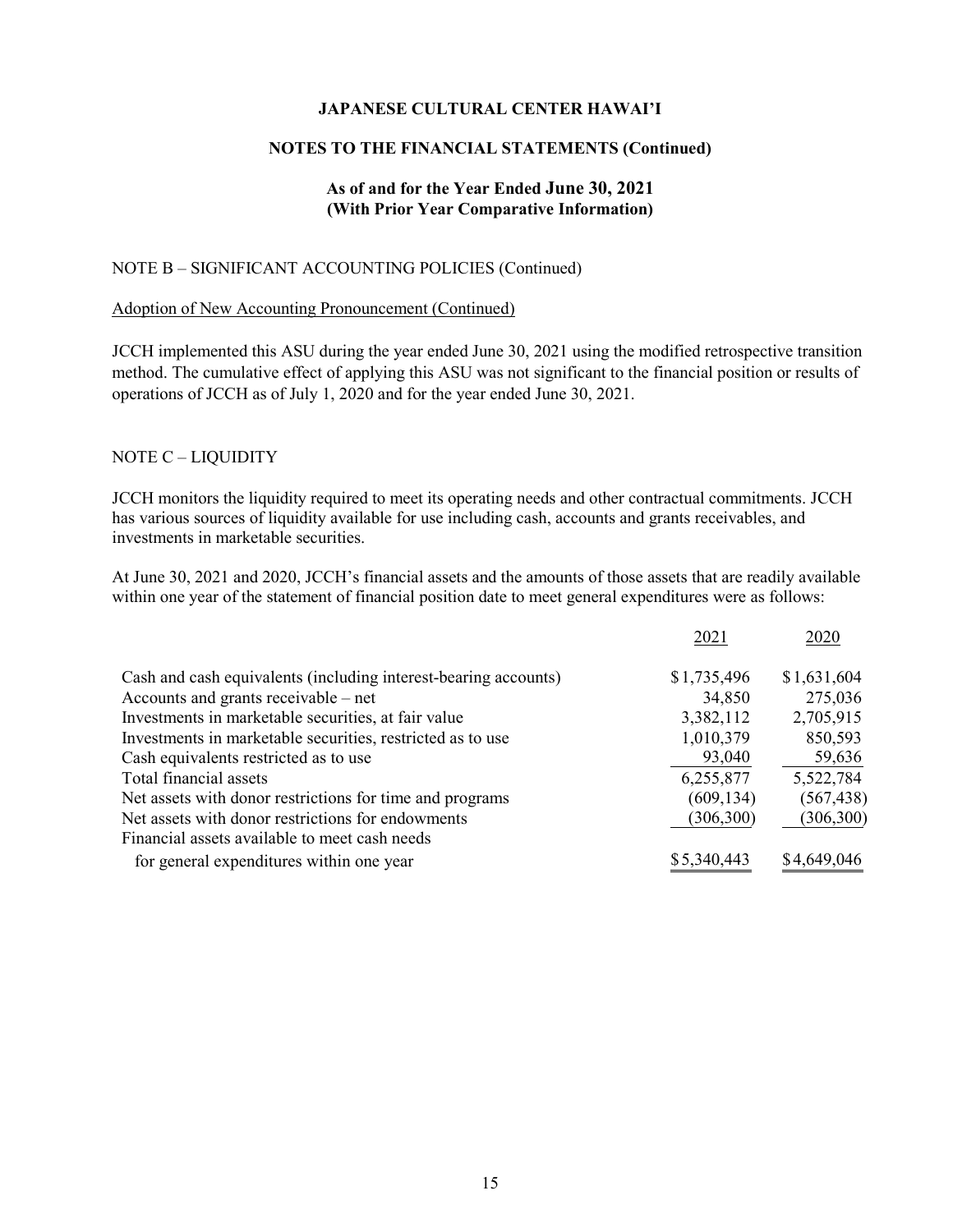## NOTE B – SIGNIFICANT ACCOUNTING POLICIES (Continued)

### Adoption of New Accounting Pronouncement (Continued)

JCCH implemented this ASU during the year ended June 30, 2021 using the modified retrospective transition method. The cumulative effect of applying this ASU was not significant to the financial position or results of operations of JCCH as of July 1, 2020 and for the year ended June 30, 2021.

## NOTE C – LIQUIDITY

JCCH monitors the liquidity required to meet its operating needs and other contractual commitments. JCCH has various sources of liquidity available for use including cash, accounts and grants receivables, and investments in marketable securities.

At June 30, 2021 and 2020, JCCH's financial assets and the amounts of those assets that are readily available within one year of the statement of financial position date to meet general expenditures were as follows:

| | 2021 | 2020 |
|---|---|---|
| Cash and cash equivalents (including interest-bearing accounts) | $1,735,496 | $1,631,604 |
| Accounts and grants receivable – net | 34,850 | 275,036 |
| Investments in marketable securities, at fair value | 3,382,112 | 2,705,915 |
| Investments in marketable securities, restricted as to use | 1,010,379 | 850,593 |
| Cash equivalents restricted as to use | 93,040 | 59,636 |
| Total financial assets | 6,255,877 | 5,522,784 |
| Net assets with donor restrictions for time and programs | (609,134) | (567,438) |
| Net assets with donor restrictions for endowments | (306,300) | (306,300) |
| Financial assets available to meet cash needs for general expenditures within one year | $5,340,443 | $4,649,046 |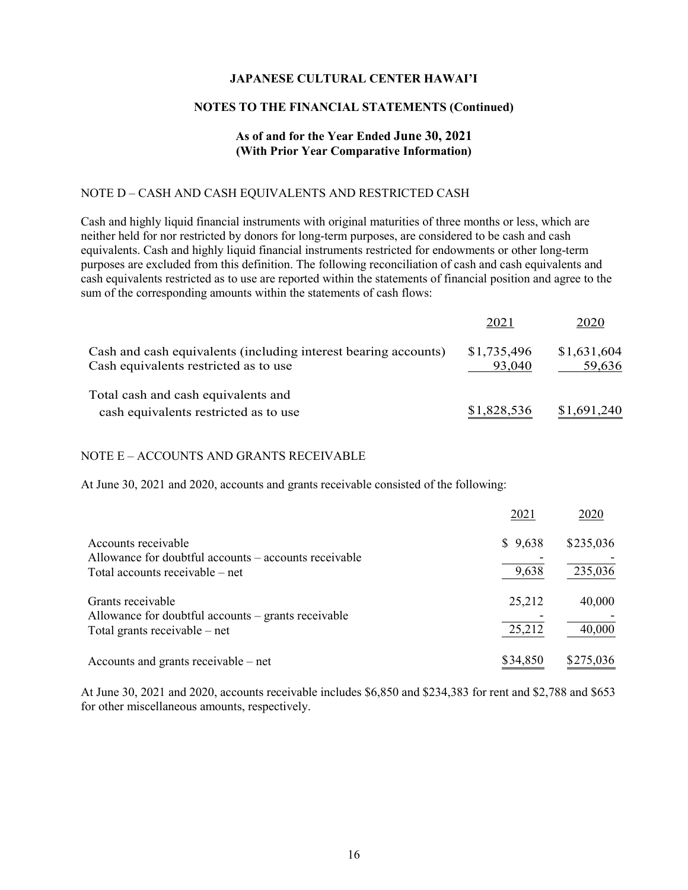# JAPANESE CULTURAL CENTER HAWAI'I

## NOTES TO THE FINANCIAL STATEMENTS (Continued)

### As of and for the Year Ended June 30, 2021 (With Prior Year Comparative Information)

NOTE D – CASH AND CASH EQUIVALENTS AND RESTRICTED CASH

Cash and highly liquid financial instruments with original maturities of three months or less, which are neither held for nor restricted by donors for long-term purposes, are considered to be cash and cash equivalents. Cash and highly liquid financial instruments restricted for endowments or other long-term purposes are excluded from this definition. The following reconciliation of cash and cash equivalents and cash equivalents restricted as to use are reported within the statements of financial position and agree to the sum of the corresponding amounts within the statements of cash flows:

| | 2021 | 2020 |
|---|---|---|
| Cash and cash equivalents (including interest bearing accounts) | $1,735,496 | $1,631,604 |
| Cash equivalents restricted as to use | 93,040 | 59,636 |
| Total cash and cash equivalents and cash equivalents restricted as to use | $1,828,536 | $1,691,240 |

NOTE E – ACCOUNTS AND GRANTS RECEIVABLE

At June 30, 2021 and 2020, accounts and grants receivable consisted of the following:

| | 2021 | 2020 |
|---|---|---|
| Accounts receivable | $ 9,638 | $235,036 |
| Allowance for doubtful accounts – accounts receivable | - | - |
| Total accounts receivable – net | 9,638 | 235,036 |
| Grants receivable | 25,212 | 40,000 |
| Allowance for doubtful accounts – grants receivable | - | - |
| Total grants receivable – net | 25,212 | 40,000 |
| Accounts and grants receivable – net | $34,850 | $275,036 |

At June 30, 2021 and 2020, accounts receivable includes $6,850 and $234,383 for rent and $2,788 and $653 for other miscellaneous amounts, respectively.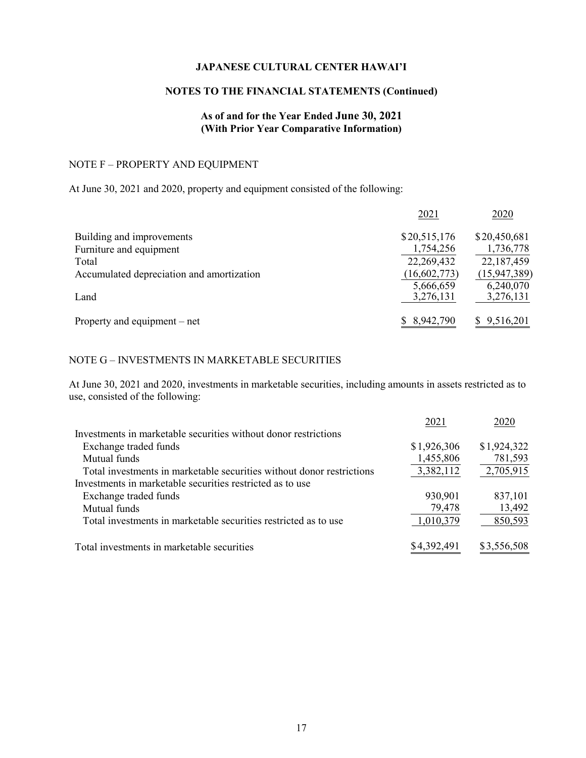# JAPANESE CULTURAL CENTER HAWAI'I

## NOTES TO THE FINANCIAL STATEMENTS (Continued)

### As of and for the Year Ended June 30, 2021
### (With Prior Year Comparative Information)

## NOTE F – PROPERTY AND EQUIPMENT

At June 30, 2021 and 2020, property and equipment consisted of the following:

| | 2021 | 2020 |
|---|---|---|
| Building and improvements | $20,515,176 | $20,450,681 |
| Furniture and equipment | 1,754,256 | 1,736,778 |
| Total | 22,269,432 | 22,187,459 |
| Accumulated depreciation and amortization | (16,602,773) | (15,947,389) |
| | 5,666,659 | 6,240,070 |
| Land | 3,276,131 | 3,276,131 |
| Property and equipment – net | $ 8,942,790 | $ 9,516,201 |

## NOTE G – INVESTMENTS IN MARKETABLE SECURITIES

At June 30, 2021 and 2020, investments in marketable securities, including amounts in assets restricted as to use, consisted of the following:

| | 2021 | 2020 |
|---|---|---|
| Investments in marketable securities without donor restrictions | | |
| Exchange traded funds | $1,926,306 | $1,924,322 |
| Mutual funds | 1,455,806 | 781,593 |
| Total investments in marketable securities without donor restrictions | 3,382,112 | 2,705,915 |
| Investments in marketable securities restricted as to use | | |
| Exchange traded funds | 930,901 | 837,101 |
| Mutual funds | 79,478 | 13,492 |
| Total investments in marketable securities restricted as to use | 1,010,379 | 850,593 |
| Total investments in marketable securities | $4,392,491 | $3,556,508 |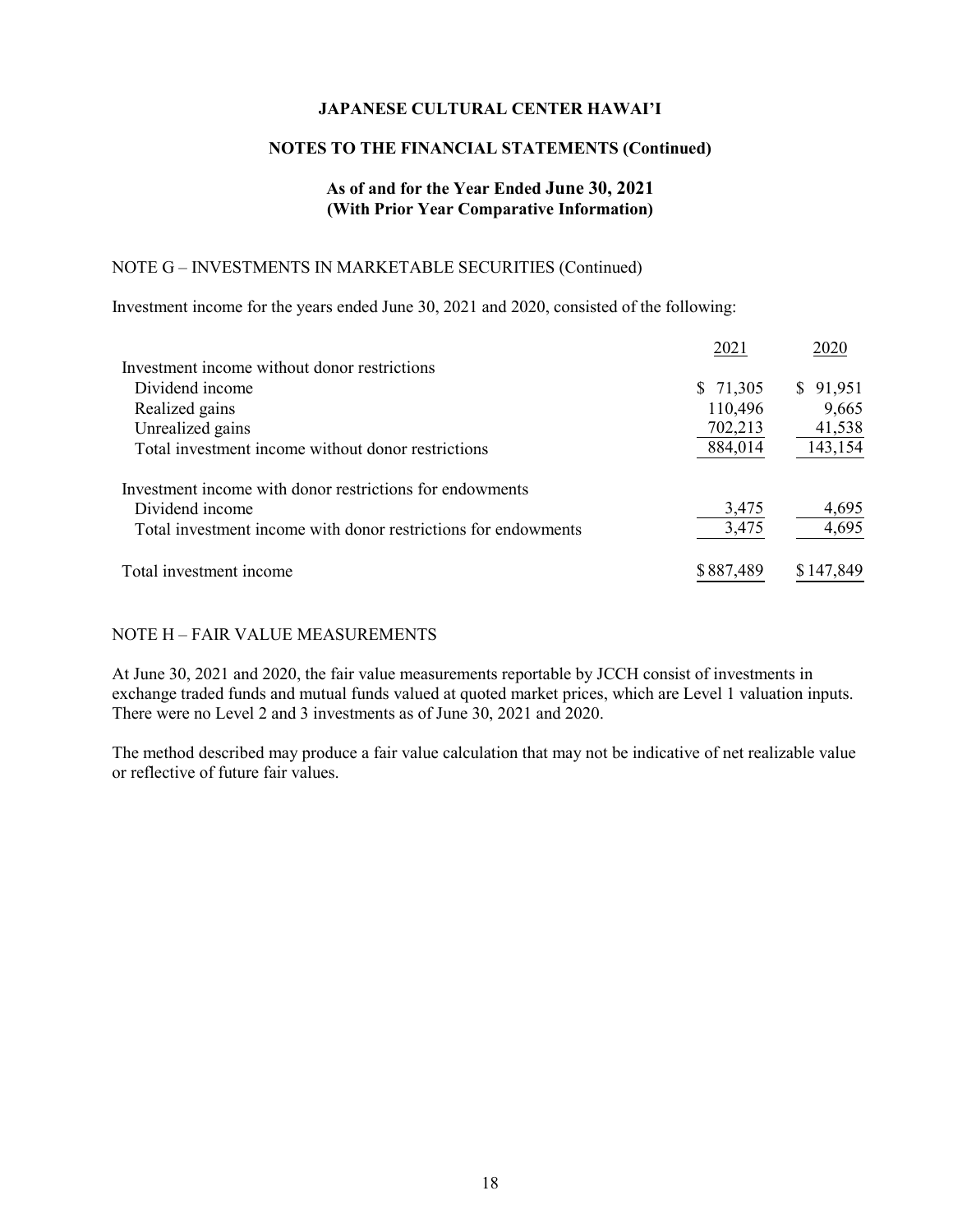## NOTE G – INVESTMENTS IN MARKETABLE SECURITIES (Continued)

Investment income for the years ended June 30, 2021 and 2020, consisted of the following:

| | 2021 | 2020 |
|---|---|---|
| Investment income without donor restrictions | | |
| Dividend income | $ 71,305 | $ 91,951 |
| Realized gains | 110,496 | 9,665 |
| Unrealized gains | 702,213 | 41,538 |
| Total investment income without donor restrictions | 884,014 | 143,154 |
| Investment income with donor restrictions for endowments | | |
| Dividend income | 3,475 | 4,695 |
| Total investment income with donor restrictions for endowments | 3,475 | 4,695 |
| Total investment income | $ 887,489 | $ 147,849 |

## NOTE H – FAIR VALUE MEASUREMENTS

At June 30, 2021 and 2020, the fair value measurements reportable by JCCH consist of investments in exchange traded funds and mutual funds valued at quoted market prices, which are Level 1 valuation inputs. There were no Level 2 and 3 investments as of June 30, 2021 and 2020.

The method described may produce a fair value calculation that may not be indicative of net realizable value or reflective of future fair values.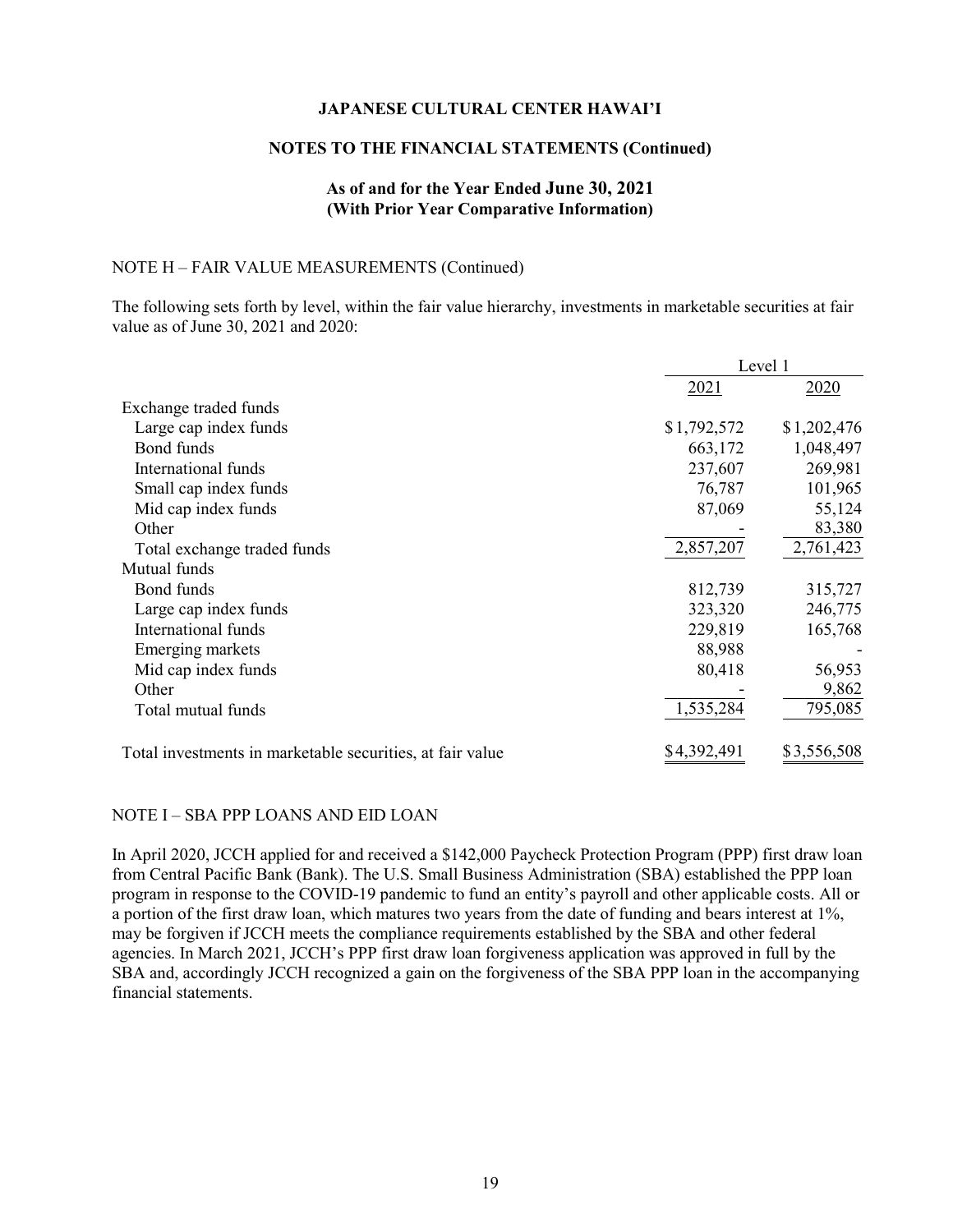JAPANESE CULTURAL CENTER HAWAI'I

NOTES TO THE FINANCIAL STATEMENTS (Continued)

As of and for the Year Ended June 30, 2021
(With Prior Year Comparative Information)

NOTE H – FAIR VALUE MEASUREMENTS (Continued)

The following sets forth by level, within the fair value hierarchy, investments in marketable securities at fair value as of June 30, 2021 and 2020:

| | Level 1 | |
|---|---|---|
| | 2021 | 2020 |
| Exchange traded funds | | |
| Large cap index funds | $1,792,572 | $1,202,476 |
| Bond funds | 663,172 | 1,048,497 |
| International funds | 237,607 | 269,981 |
| Small cap index funds | 76,787 | 101,965 |
| Mid cap index funds | 87,069 | 55,124 |
| Other | - | 83,380 |
| Total exchange traded funds | 2,857,207 | 2,761,423 |
| Mutual funds | | |
| Bond funds | 812,739 | 315,727 |
| Large cap index funds | 323,320 | 246,775 |
| International funds | 229,819 | 165,768 |
| Emerging markets | 88,988 | - |
| Mid cap index funds | 80,418 | 56,953 |
| Other | - | 9,862 |
| Total mutual funds | 1,535,284 | 795,085 |
| Total investments in marketable securities, at fair value | $4,392,491 | $3,556,508 |

NOTE I – SBA PPP LOANS AND EID LOAN

In April 2020, JCCH applied for and received a $142,000 Paycheck Protection Program (PPP) first draw loan from Central Pacific Bank (Bank). The U.S. Small Business Administration (SBA) established the PPP loan program in response to the COVID-19 pandemic to fund an entity's payroll and other applicable costs. All or a portion of the first draw loan, which matures two years from the date of funding and bears interest at 1%, may be forgiven if JCCH meets the compliance requirements established by the SBA and other federal agencies. In March 2021, JCCH's PPP first draw loan forgiveness application was approved in full by the SBA and, accordingly JCCH recognized a gain on the forgiveness of the SBA PPP loan in the accompanying financial statements.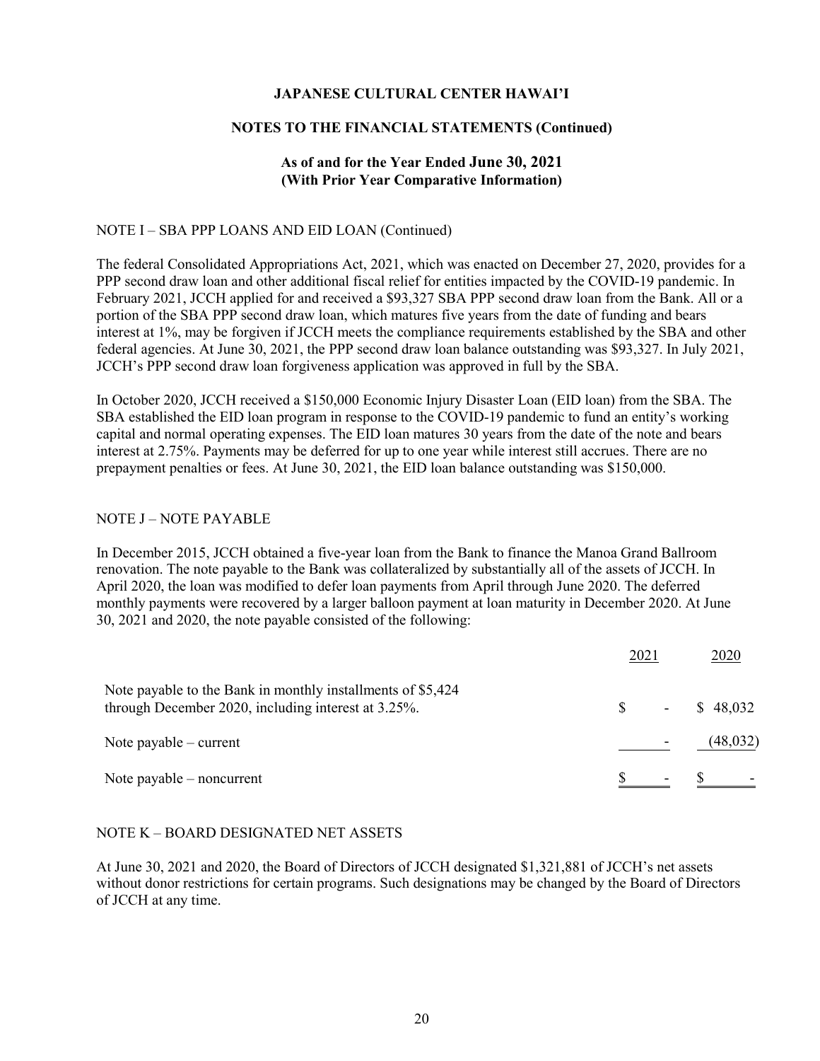# JAPANESE CULTURAL CENTER HAWAI'I

## NOTES TO THE FINANCIAL STATEMENTS (Continued)

### As of and for the Year Ended June 30, 2021 (With Prior Year Comparative Information)

NOTE I – SBA PPP LOANS AND EID LOAN (Continued)

The federal Consolidated Appropriations Act, 2021, which was enacted on December 27, 2020, provides for a PPP second draw loan and other additional fiscal relief for entities impacted by the COVID-19 pandemic. In February 2021, JCCH applied for and received a $93,327 SBA PPP second draw loan from the Bank. All or a portion of the SBA PPP second draw loan, which matures five years from the date of funding and bears interest at 1%, may be forgiven if JCCH meets the compliance requirements established by the SBA and other federal agencies. At June 30, 2021, the PPP second draw loan balance outstanding was $93,327. In July 2021, JCCH's PPP second draw loan forgiveness application was approved in full by the SBA.

In October 2020, JCCH received a $150,000 Economic Injury Disaster Loan (EID loan) from the SBA. The SBA established the EID loan program in response to the COVID-19 pandemic to fund an entity's working capital and normal operating expenses. The EID loan matures 30 years from the date of the note and bears interest at 2.75%. Payments may be deferred for up to one year while interest still accrues. There are no prepayment penalties or fees. At June 30, 2021, the EID loan balance outstanding was $150,000.

NOTE J – NOTE PAYABLE

In December 2015, JCCH obtained a five-year loan from the Bank to finance the Manoa Grand Ballroom renovation. The note payable to the Bank was collateralized by substantially all of the assets of JCCH. In April 2020, the loan was modified to defer loan payments from April through June 2020. The deferred monthly payments were recovered by a larger balloon payment at loan maturity in December 2020. At June 30, 2021 and 2020, the note payable consisted of the following:

| | 2021 | 2020 |
|---|---|---|
| Note payable to the Bank in monthly installments of $5,424 through December 2020, including interest at 3.25%. | $ - | $ 48,032 |
| Note payable – current | - | (48,032) |
| Note payable – noncurrent | $ - | $ - |

NOTE K – BOARD DESIGNATED NET ASSETS

At June 30, 2021 and 2020, the Board of Directors of JCCH designated $1,321,881 of JCCH's net assets without donor restrictions for certain programs. Such designations may be changed by the Board of Directors of JCCH at any time.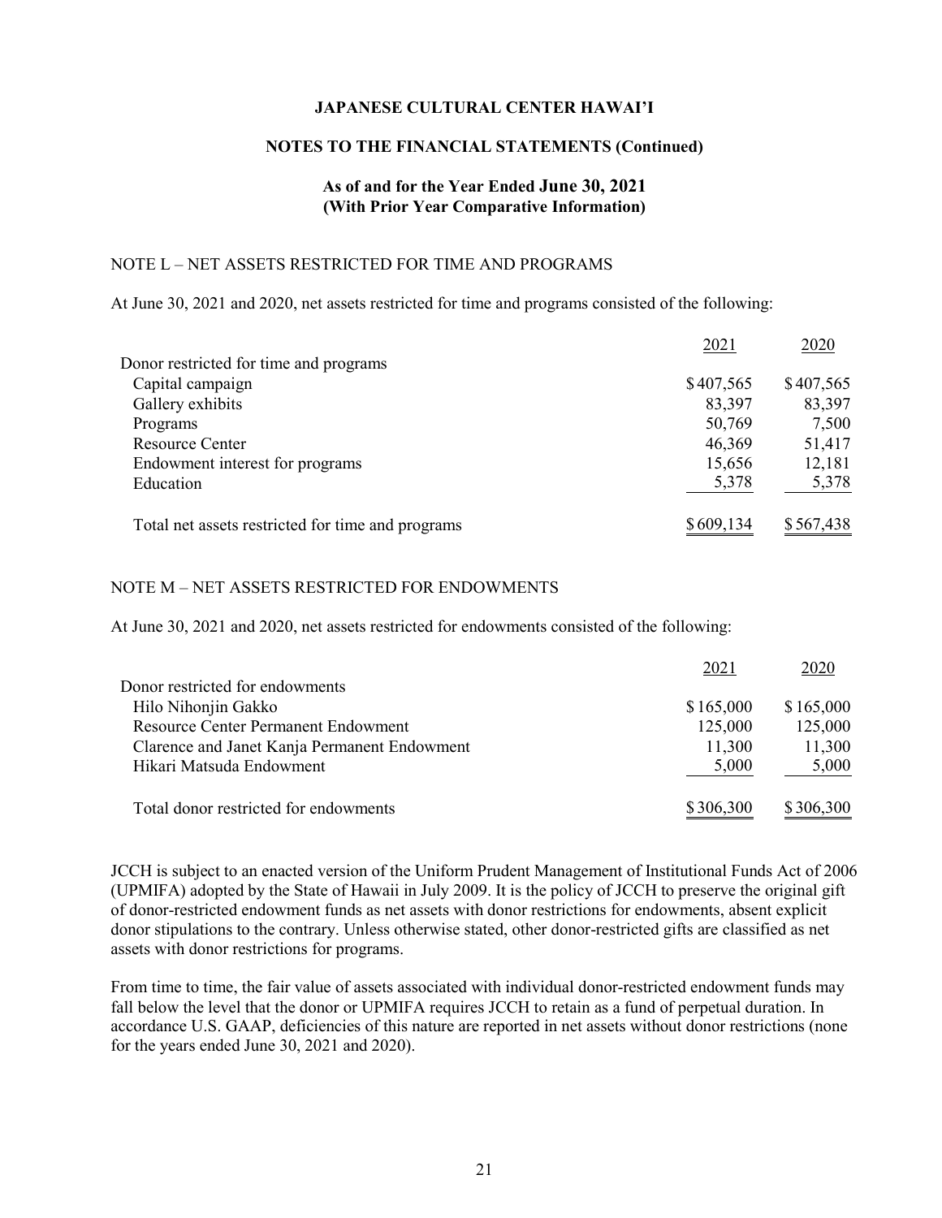# JAPANESE CULTURAL CENTER HAWAI'I

## NOTES TO THE FINANCIAL STATEMENTS (Continued)

### As of and for the Year Ended June 30, 2021 (With Prior Year Comparative Information)

NOTE L – NET ASSETS RESTRICTED FOR TIME AND PROGRAMS

At June 30, 2021 and 2020, net assets restricted for time and programs consisted of the following:

| | 2021 | 2020 |
|---|---|---|
| Donor restricted for time and programs | | |
| Capital campaign | $407,565 | $407,565 |
| Gallery exhibits | 83,397 | 83,397 |
| Programs | 50,769 | 7,500 |
| Resource Center | 46,369 | 51,417 |
| Endowment interest for programs | 15,656 | 12,181 |
| Education | 5,378 | 5,378 |
| Total net assets restricted for time and programs | $609,134 | $567,438 |

NOTE M – NET ASSETS RESTRICTED FOR ENDOWMENTS

At June 30, 2021 and 2020, net assets restricted for endowments consisted of the following:

| | 2021 | 2020 |
|---|---|---|
| Donor restricted for endowments | | |
| Hilo Nihonjin Gakko | $165,000 | $165,000 |
| Resource Center Permanent Endowment | 125,000 | 125,000 |
| Clarence and Janet Kanja Permanent Endowment | 11,300 | 11,300 |
| Hikari Matsuda Endowment | 5,000 | 5,000 |
| Total donor restricted for endowments | $306,300 | $306,300 |

JCCH is subject to an enacted version of the Uniform Prudent Management of Institutional Funds Act of 2006 (UPMIFA) adopted by the State of Hawaii in July 2009. It is the policy of JCCH to preserve the original gift of donor-restricted endowment funds as net assets with donor restrictions for endowments, absent explicit donor stipulations to the contrary. Unless otherwise stated, other donor-restricted gifts are classified as net assets with donor restrictions for programs.

From time to time, the fair value of assets associated with individual donor-restricted endowment funds may fall below the level that the donor or UPMIFA requires JCCH to retain as a fund of perpetual duration. In accordance U.S. GAAP, deficiencies of this nature are reported in net assets without donor restrictions (none for the years ended June 30, 2021 and 2020).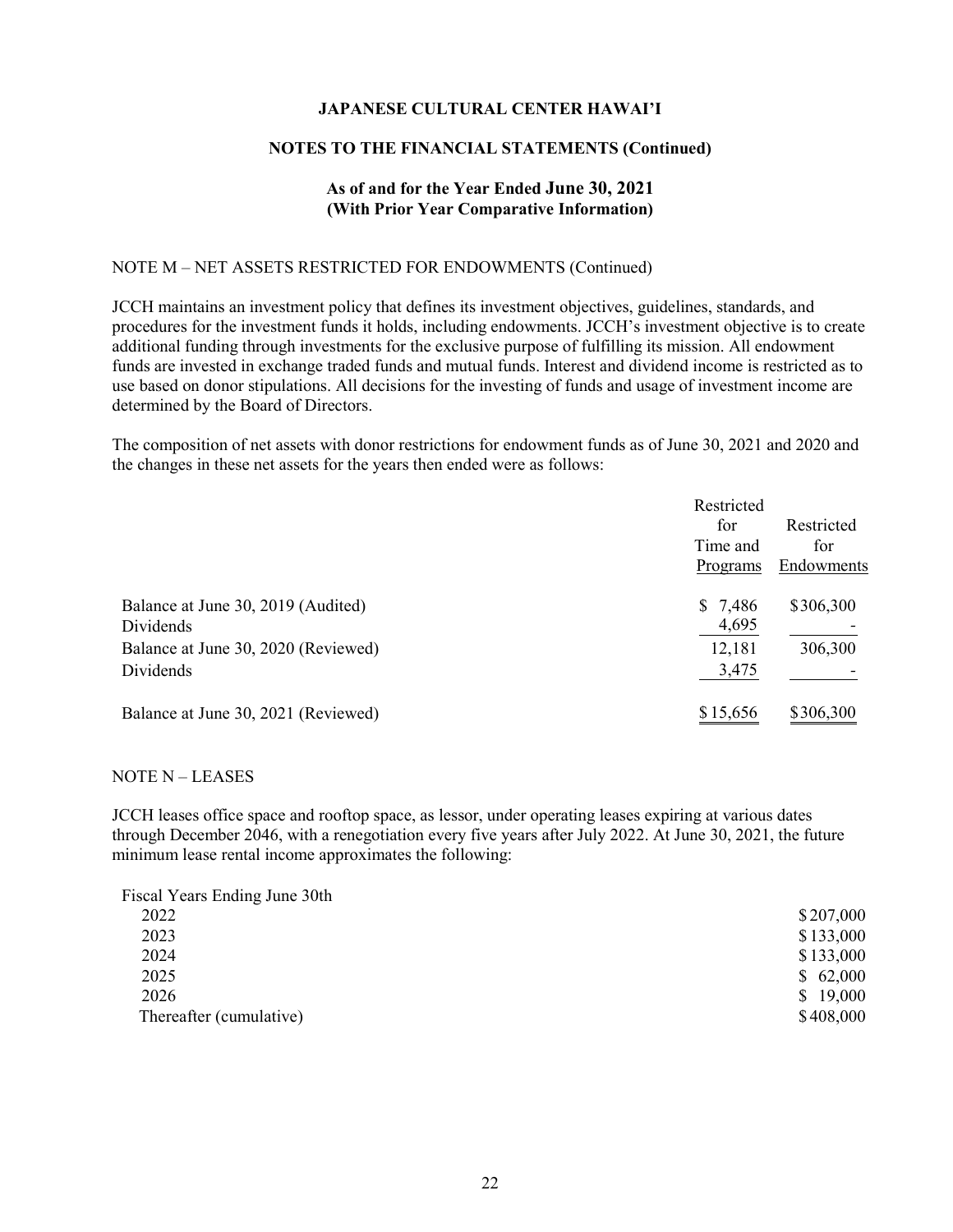**JAPANESE CULTURAL CENTER HAWAI'I**

**NOTES TO THE FINANCIAL STATEMENTS (Continued)**

**As of and for the Year Ended June 30, 2021**
**(With Prior Year Comparative Information)**

NOTE M – NET ASSETS RESTRICTED FOR ENDOWMENTS (Continued)

JCCH maintains an investment policy that defines its investment objectives, guidelines, standards, and procedures for the investment funds it holds, including endowments. JCCH's investment objective is to create additional funding through investments for the exclusive purpose of fulfilling its mission. All endowment funds are invested in exchange traded funds and mutual funds. Interest and dividend income is restricted as to use based on donor stipulations. All decisions for the investing of funds and usage of investment income are determined by the Board of Directors.

The composition of net assets with donor restrictions for endowment funds as of June 30, 2021 and 2020 and the changes in these net assets for the years then ended were as follows:

| | Restricted for Time and Programs | Restricted for Endowments |
|---|---|---|
| Balance at June 30, 2019 (Audited) | $ 7,486 | $306,300 |
| Dividends | 4,695 | - |
| Balance at June 30, 2020 (Reviewed) | 12,181 | 306,300 |
| Dividends | 3,475 | - |
| Balance at June 30, 2021 (Reviewed) | $ 15,656 | $306,300 |

NOTE N – LEASES

JCCH leases office space and rooftop space, as lessor, under operating leases expiring at various dates through December 2046, with a renegotiation every five years after July 2022. At June 30, 2021, the future minimum lease rental income approximates the following:

| Fiscal Years Ending June 30th | |
|---|---|
| 2022 | $207,000 |
| 2023 | $133,000 |
| 2024 | $133,000 |
| 2025 | $ 62,000 |
| 2026 | $ 19,000 |
| Thereafter (cumulative) | $408,000 |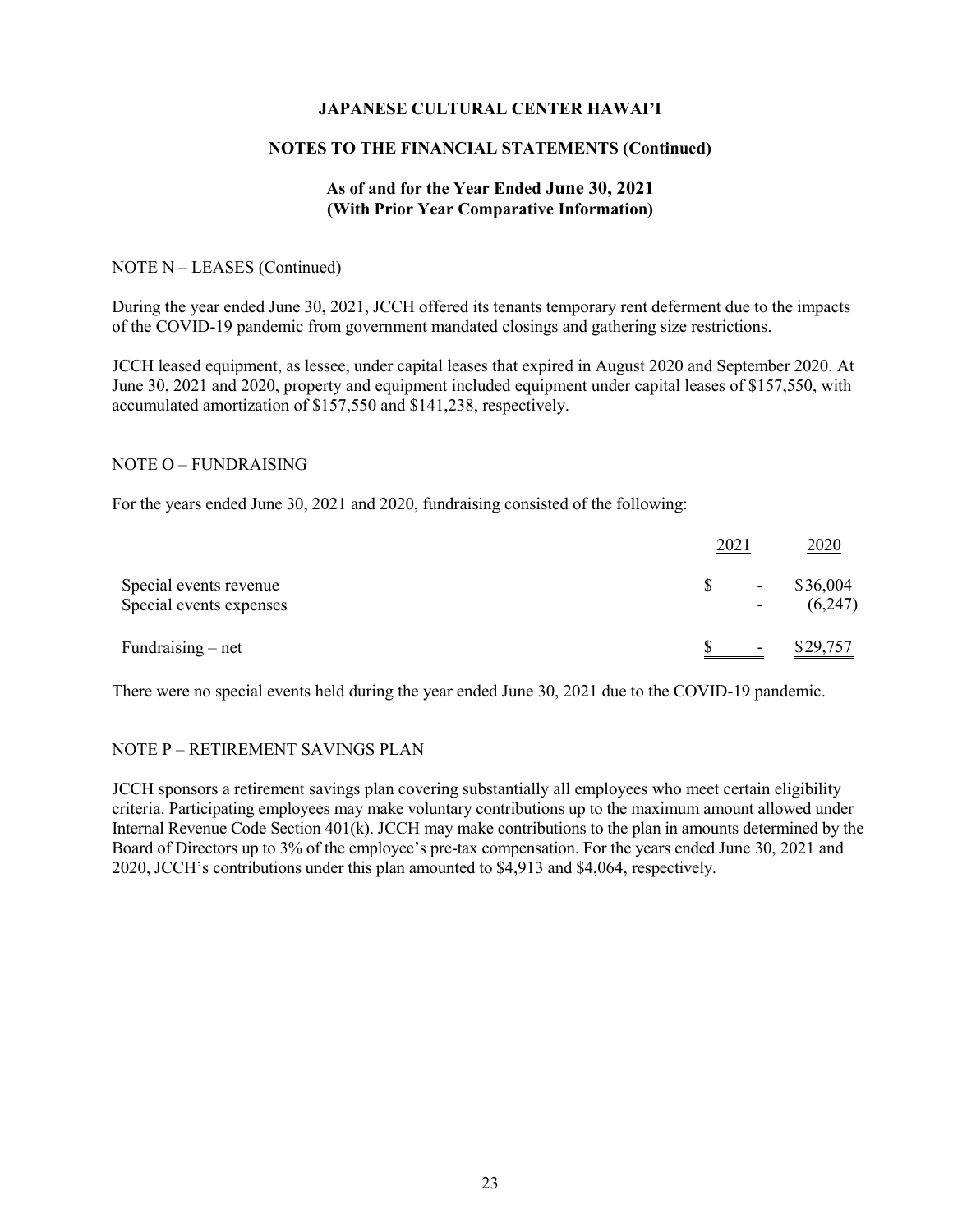NOTE N – LEASES (Continued)

During the year ended June 30, 2021, JCCH offered its tenants temporary rent deferment due to the impacts of the COVID-19 pandemic from government mandated closings and gathering size restrictions.

JCCH leased equipment, as lessee, under capital leases that expired in August 2020 and September 2020. At June 30, 2021 and 2020, property and equipment included equipment under capital leases of $157,550, with accumulated amortization of $157,550 and $141,238, respectively.

NOTE O – FUNDRAISING

For the years ended June 30, 2021 and 2020, fundraising consisted of the following:

| | 2021 | 2020 |
|---|---|---|
| Special events revenue | $ - | $36,004 |
| Special events expenses | - | (6,247) |
| Fundraising – net | $ - | $29,757 |

There were no special events held during the year ended June 30, 2021 due to the COVID-19 pandemic.

NOTE P – RETIREMENT SAVINGS PLAN

JCCH sponsors a retirement savings plan covering substantially all employees who meet certain eligibility criteria. Participating employees may make voluntary contributions up to the maximum amount allowed under Internal Revenue Code Section 401(k). JCCH may make contributions to the plan in amounts determined by the Board of Directors up to 3% of the employee's pre-tax compensation. For the years ended June 30, 2021 and 2020, JCCH's contributions under this plan amounted to $4,913 and $4,064, respectively.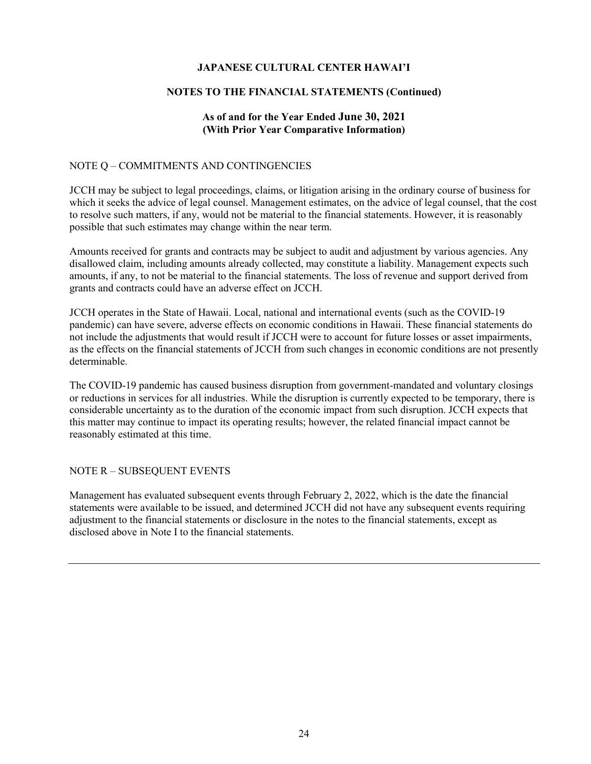# JAPANESE CULTURAL CENTER HAWAI'I

## NOTES TO THE FINANCIAL STATEMENTS (Continued)

### As of and for the Year Ended June 30, 2021
### (With Prior Year Comparative Information)

NOTE Q – COMMITMENTS AND CONTINGENCIES

JCCH may be subject to legal proceedings, claims, or litigation arising in the ordinary course of business for which it seeks the advice of legal counsel. Management estimates, on the advice of legal counsel, that the cost to resolve such matters, if any, would not be material to the financial statements. However, it is reasonably possible that such estimates may change within the near term.

Amounts received for grants and contracts may be subject to audit and adjustment by various agencies. Any disallowed claim, including amounts already collected, may constitute a liability. Management expects such amounts, if any, to not be material to the financial statements. The loss of revenue and support derived from grants and contracts could have an adverse effect on JCCH.

JCCH operates in the State of Hawaii. Local, national and international events (such as the COVID-19 pandemic) can have severe, adverse effects on economic conditions in Hawaii. These financial statements do not include the adjustments that would result if JCCH were to account for future losses or asset impairments, as the effects on the financial statements of JCCH from such changes in economic conditions are not presently determinable.

The COVID-19 pandemic has caused business disruption from government-mandated and voluntary closings or reductions in services for all industries. While the disruption is currently expected to be temporary, there is considerable uncertainty as to the duration of the economic impact from such disruption. JCCH expects that this matter may continue to impact its operating results; however, the related financial impact cannot be reasonably estimated at this time.

NOTE R – SUBSEQUENT EVENTS

Management has evaluated subsequent events through February 2, 2022, which is the date the financial statements were available to be issued, and determined JCCH did not have any subsequent events requiring adjustment to the financial statements or disclosure in the notes to the financial statements, except as disclosed above in Note I to the financial statements.